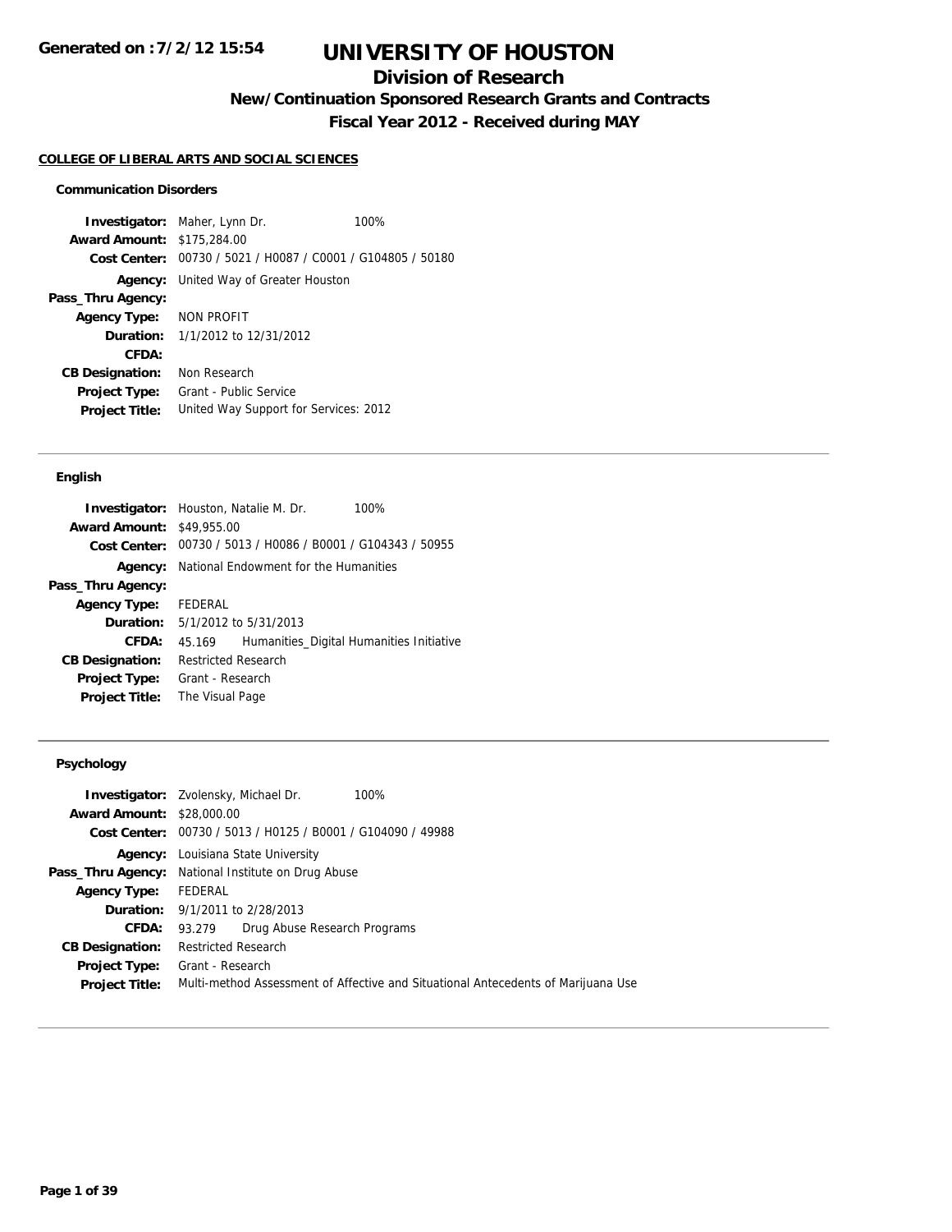Generated on :7/2/12 15:54

# UNIVERSITY OF HOUSTON

## Division of Research

### New/Continuation Sponsored Research Grants and Contracts

### Fiscal Year 2012 - Received during MAY

**COLLEGE OF LIBERAL ARTS AND SOCIAL SCIENCES**

#### Communication Disorders

**Investigator:** Maher, Lynn Dr. 100%
**Award Amount:** $175,284.00
**Cost Center:** 00730 / 5021 / H0087 / C0001 / G104805 / 50180
**Agency:** United Way of Greater Houston
**Pass_Thru Agency:**
**Agency Type:** NON PROFIT
**Duration:** 1/1/2012 to 12/31/2012
**CFDA:**
**CB Designation:** Non Research
**Project Type:** Grant - Public Service
**Project Title:** United Way Support for Services: 2012

---

#### English

**Investigator:** Houston, Natalie M. Dr. 100%
**Award Amount:** $49,955.00
**Cost Center:** 00730 / 5013 / H0086 / B0001 / G104343 / 50955
**Agency:** National Endowment for the Humanities
**Pass_Thru Agency:**
**Agency Type:** FEDERAL
**Duration:** 5/1/2012 to 5/31/2013
**CFDA:** 45.169 Humanities_Digital Humanities Initiative
**CB Designation:** Restricted Research
**Project Type:** Grant - Research
**Project Title:** The Visual Page

---

#### Psychology

**Investigator:** Zvolensky, Michael Dr. 100%
**Award Amount:** $28,000.00
**Cost Center:** 00730 / 5013 / H0125 / B0001 / G104090 / 49988
**Agency:** Louisiana State University
**Pass_Thru Agency:** National Institute on Drug Abuse
**Agency Type:** FEDERAL
**Duration:** 9/1/2011 to 2/28/2013
**CFDA:** 93.279 Drug Abuse Research Programs
**CB Designation:** Restricted Research
**Project Type:** Grant - Research
**Project Title:** Multi-method Assessment of Affective and Situational Antecedents of Marijuana Use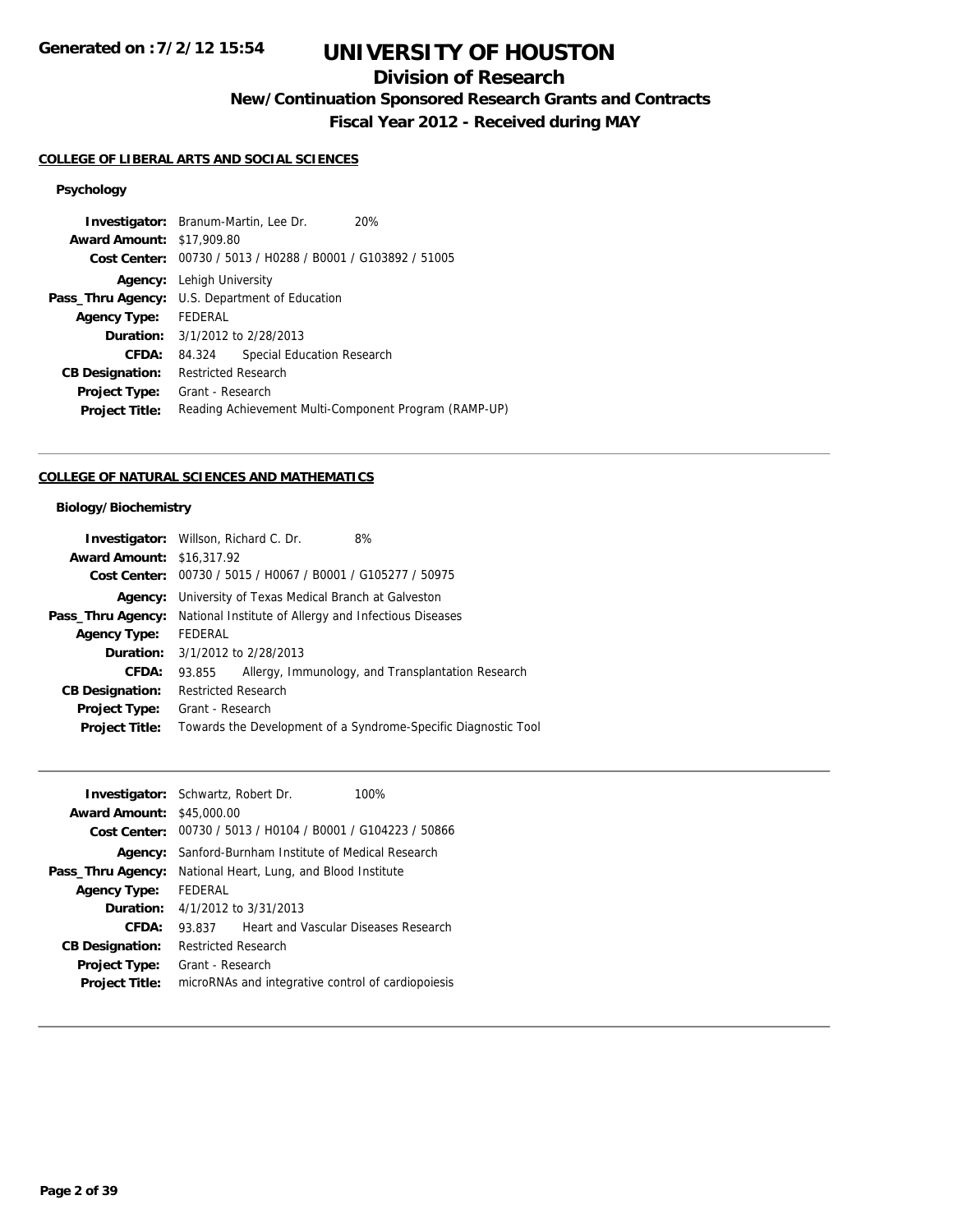Generated on :7/2/12 15:54

# UNIVERSITY OF HOUSTON

## Division of Research

### New/Continuation Sponsored Research Grants and Contracts

### Fiscal Year 2012 - Received during MAY

**COLLEGE OF LIBERAL ARTS AND SOCIAL SCIENCES**

**Psychology**

**Investigator:** Branum-Martin, Lee Dr. 20%
**Award Amount:** $17,909.80
**Cost Center:** 00730 / 5013 / H0288 / B0001 / G103892 / 51005
**Agency:** Lehigh University
**Pass_Thru Agency:** U.S. Department of Education
**Agency Type:** FEDERAL
**Duration:** 3/1/2012 to 2/28/2013
**CFDA:** 84.324 Special Education Research
**CB Designation:** Restricted Research
**Project Type:** Grant - Research
**Project Title:** Reading Achievement Multi-Component Program (RAMP-UP)

---

**COLLEGE OF NATURAL SCIENCES AND MATHEMATICS**

**Biology/Biochemistry**

**Investigator:** Willson, Richard C. Dr. 8%
**Award Amount:** $16,317.92
**Cost Center:** 00730 / 5015 / H0067 / B0001 / G105277 / 50975
**Agency:** University of Texas Medical Branch at Galveston
**Pass_Thru Agency:** National Institute of Allergy and Infectious Diseases
**Agency Type:** FEDERAL
**Duration:** 3/1/2012 to 2/28/2013
**CFDA:** 93.855 Allergy, Immunology, and Transplantation Research
**CB Designation:** Restricted Research
**Project Type:** Grant - Research
**Project Title:** Towards the Development of a Syndrome-Specific Diagnostic Tool

---

**Investigator:** Schwartz, Robert Dr. 100%
**Award Amount:** $45,000.00
**Cost Center:** 00730 / 5013 / H0104 / B0001 / G104223 / 50866
**Agency:** Sanford-Burnham Institute of Medical Research
**Pass_Thru Agency:** National Heart, Lung, and Blood Institute
**Agency Type:** FEDERAL
**Duration:** 4/1/2012 to 3/31/2013
**CFDA:** 93.837 Heart and Vascular Diseases Research
**CB Designation:** Restricted Research
**Project Type:** Grant - Research
**Project Title:** microRNAs and integrative control of cardiopoiesis

---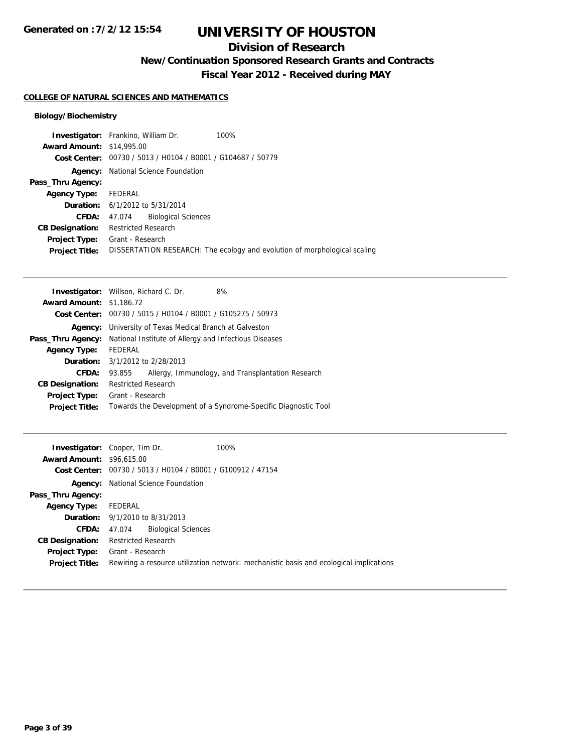# UNIVERSITY OF HOUSTON

## Division of Research

### New/Continuation Sponsored Research Grants and Contracts

### Fiscal Year 2012 - Received during MAY

Generated on :7/2/12 15:54

**COLLEGE OF NATURAL SCIENCES AND MATHEMATICS**

**Biology/Biochemistry**

| | |
|---|---|
| **Investigator:** | Frankino, William Dr. 100% |
| **Award Amount:** | $14,995.00 |
| **Cost Center:** | 00730 / 5013 / H0104 / B0001 / G104687 / 50779 |
| **Agency:** | National Science Foundation |
| **Pass_Thru Agency:** | |
| **Agency Type:** | FEDERAL |
| **Duration:** | 6/1/2012 to 5/31/2014 |
| **CFDA:** | 47.074 Biological Sciences |
| **CB Designation:** | Restricted Research |
| **Project Type:** | Grant - Research |
| **Project Title:** | DISSERTATION RESEARCH: The ecology and evolution of morphological scaling |

---

| | |
|---|---|
| **Investigator:** | Willson, Richard C. Dr. 8% |
| **Award Amount:** | $1,186.72 |
| **Cost Center:** | 00730 / 5015 / H0104 / B0001 / G105275 / 50973 |
| **Agency:** | University of Texas Medical Branch at Galveston |
| **Pass_Thru Agency:** | National Institute of Allergy and Infectious Diseases |
| **Agency Type:** | FEDERAL |
| **Duration:** | 3/1/2012 to 2/28/2013 |
| **CFDA:** | 93.855 Allergy, Immunology, and Transplantation Research |
| **CB Designation:** | Restricted Research |
| **Project Type:** | Grant - Research |
| **Project Title:** | Towards the Development of a Syndrome-Specific Diagnostic Tool |

---

| | |
|---|---|
| **Investigator:** | Cooper, Tim Dr. 100% |
| **Award Amount:** | $96,615.00 |
| **Cost Center:** | 00730 / 5013 / H0104 / B0001 / G100912 / 47154 |
| **Agency:** | National Science Foundation |
| **Pass_Thru Agency:** | |
| **Agency Type:** | FEDERAL |
| **Duration:** | 9/1/2010 to 8/31/2013 |
| **CFDA:** | 47.074 Biological Sciences |
| **CB Designation:** | Restricted Research |
| **Project Type:** | Grant - Research |
| **Project Title:** | Rewiring a resource utilization network: mechanistic basis and ecological implications |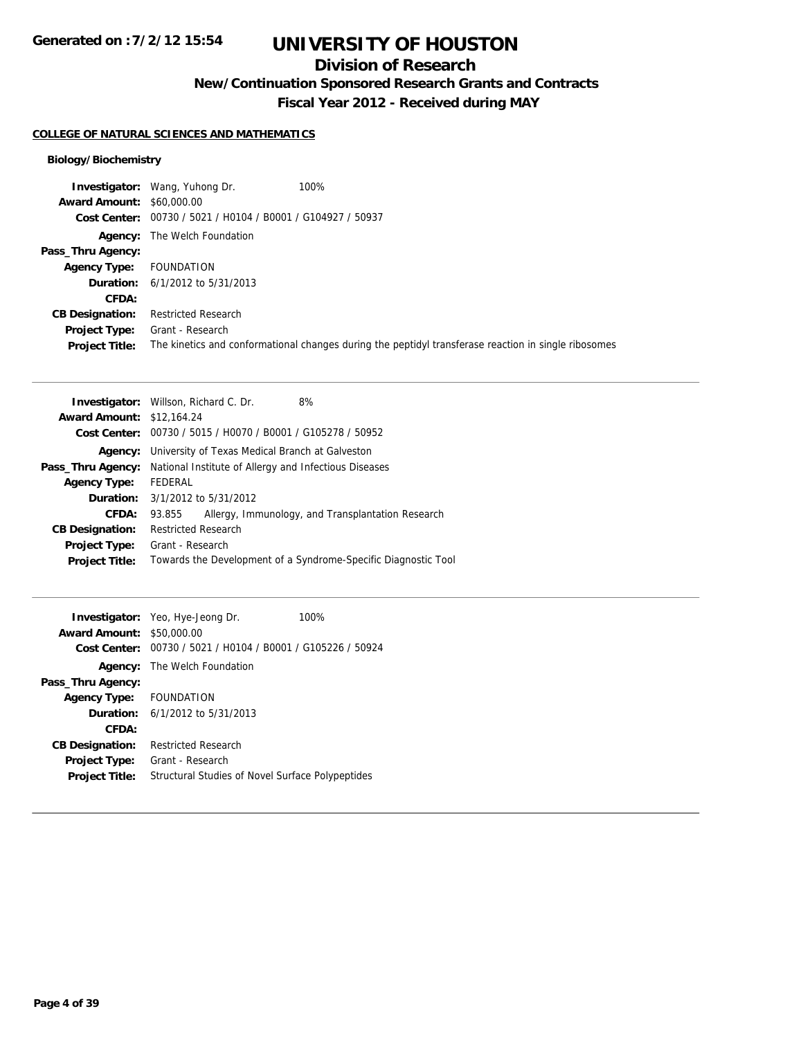# UNIVERSITY OF HOUSTON

## Division of Research

### New/Continuation Sponsored Research Grants and Contracts

### Fiscal Year 2012 - Received during MAY

**COLLEGE OF NATURAL SCIENCES AND MATHEMATICS**

**Biology/Biochemistry**

**Investigator:** Wang, Yuhong Dr. 100%
**Award Amount:** $60,000.00
**Cost Center:** 00730 / 5021 / H0104 / B0001 / G104927 / 50937
**Agency:** The Welch Foundation
**Pass_Thru Agency:**
**Agency Type:** FOUNDATION
**Duration:** 6/1/2012 to 5/31/2013
**CFDA:**
**CB Designation:** Restricted Research
**Project Type:** Grant - Research
**Project Title:** The kinetics and conformational changes during the peptidyl transferase reaction in single ribosomes

---

**Investigator:** Willson, Richard C. Dr. 8%
**Award Amount:** $12,164.24
**Cost Center:** 00730 / 5015 / H0070 / B0001 / G105278 / 50952
**Agency:** University of Texas Medical Branch at Galveston
**Pass_Thru Agency:** National Institute of Allergy and Infectious Diseases
**Agency Type:** FEDERAL
**Duration:** 3/1/2012 to 5/31/2012
**CFDA:** 93.855 Allergy, Immunology, and Transplantation Research
**CB Designation:** Restricted Research
**Project Type:** Grant - Research
**Project Title:** Towards the Development of a Syndrome-Specific Diagnostic Tool

---

**Investigator:** Yeo, Hye-Jeong Dr. 100%
**Award Amount:** $50,000.00
**Cost Center:** 00730 / 5021 / H0104 / B0001 / G105226 / 50924
**Agency:** The Welch Foundation
**Pass_Thru Agency:**
**Agency Type:** FOUNDATION
**Duration:** 6/1/2012 to 5/31/2013
**CFDA:**
**CB Designation:** Restricted Research
**Project Type:** Grant - Research
**Project Title:** Structural Studies of Novel Surface Polypeptides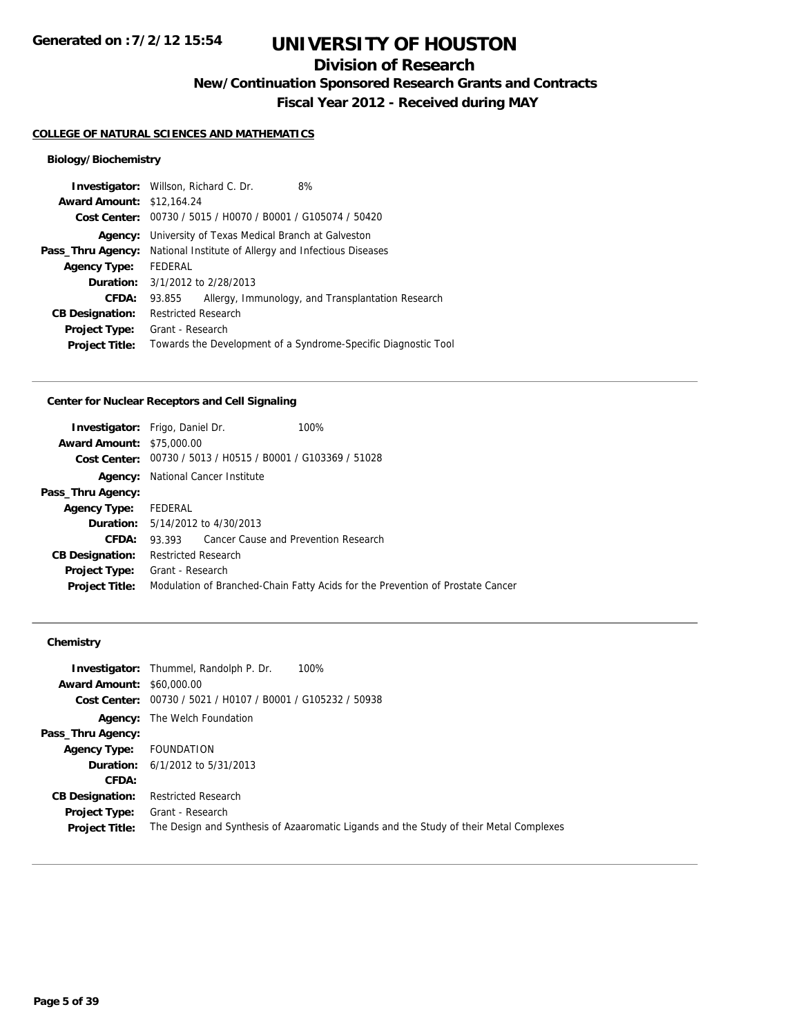# UNIVERSITY OF HOUSTON

## Division of Research

### New/Continuation Sponsored Research Grants and Contracts

### Fiscal Year 2012 - Received during MAY

Generated on :7/2/12 15:54

**COLLEGE OF NATURAL SCIENCES AND MATHEMATICS**

#### Biology/Biochemistry

| | |
|---|---|
| **Investigator:** | Willson, Richard C. Dr. 8% |
| **Award Amount:** | $12,164.24 |
| **Cost Center:** | 00730 / 5015 / H0070 / B0001 / G105074 / 50420 |
| **Agency:** | University of Texas Medical Branch at Galveston |
| **Pass_Thru Agency:** | National Institute of Allergy and Infectious Diseases |
| **Agency Type:** | FEDERAL |
| **Duration:** | 3/1/2012 to 2/28/2013 |
| **CFDA:** | 93.855 Allergy, Immunology, and Transplantation Research |
| **CB Designation:** | Restricted Research |
| **Project Type:** | Grant - Research |
| **Project Title:** | Towards the Development of a Syndrome-Specific Diagnostic Tool |

#### Center for Nuclear Receptors and Cell Signaling

| | |
|---|---|
| **Investigator:** | Frigo, Daniel Dr. 100% |
| **Award Amount:** | $75,000.00 |
| **Cost Center:** | 00730 / 5013 / H0515 / B0001 / G103369 / 51028 |
| **Agency:** | National Cancer Institute |
| **Pass_Thru Agency:** | |
| **Agency Type:** | FEDERAL |
| **Duration:** | 5/14/2012 to 4/30/2013 |
| **CFDA:** | 93.393 Cancer Cause and Prevention Research |
| **CB Designation:** | Restricted Research |
| **Project Type:** | Grant - Research |
| **Project Title:** | Modulation of Branched-Chain Fatty Acids for the Prevention of Prostate Cancer |

#### Chemistry

| | |
|---|---|
| **Investigator:** | Thummel, Randolph P. Dr. 100% |
| **Award Amount:** | $60,000.00 |
| **Cost Center:** | 00730 / 5021 / H0107 / B0001 / G105232 / 50938 |
| **Agency:** | The Welch Foundation |
| **Pass_Thru Agency:** | |
| **Agency Type:** | FOUNDATION |
| **Duration:** | 6/1/2012 to 5/31/2013 |
| **CFDA:** | |
| **CB Designation:** | Restricted Research |
| **Project Type:** | Grant - Research |
| **Project Title:** | The Design and Synthesis of Azaaromatic Ligands and the Study of their Metal Complexes |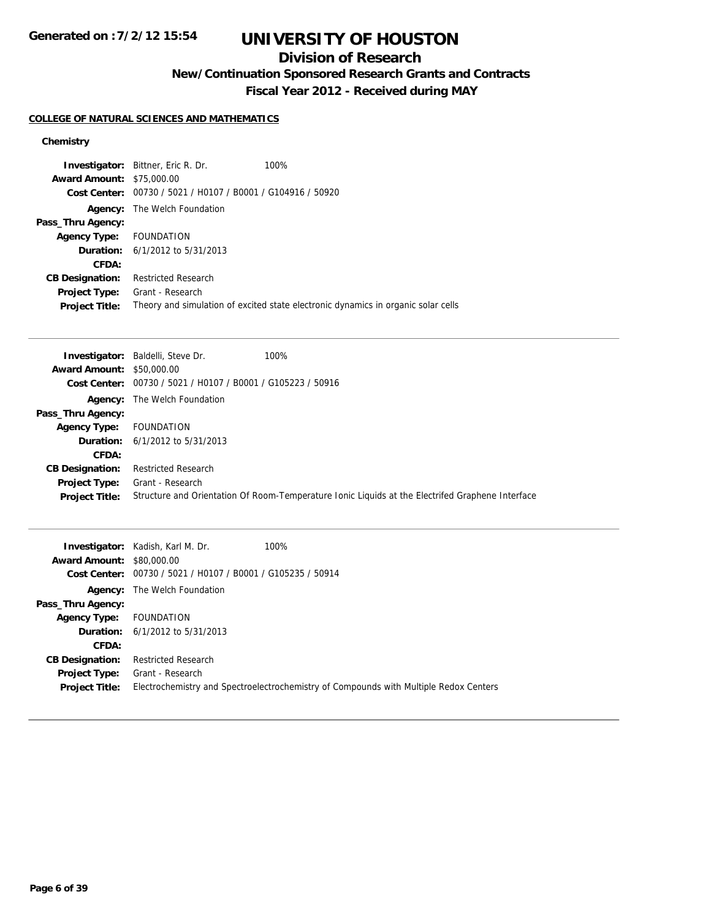# UNIVERSITY OF HOUSTON

## Division of Research

### New/Continuation Sponsored Research Grants and Contracts

### Fiscal Year 2012 - Received during MAY

Generated on :7/2/12 15:54

**COLLEGE OF NATURAL SCIENCES AND MATHEMATICS**

**Chemistry**

**Investigator:** Bittner, Eric R. Dr. 100%
**Award Amount:** $75,000.00
**Cost Center:** 00730 / 5021 / H0107 / B0001 / G104916 / 50920
**Agency:** The Welch Foundation
**Pass_Thru Agency:**
**Agency Type:** FOUNDATION
**Duration:** 6/1/2012 to 5/31/2013
**CFDA:**
**CB Designation:** Restricted Research
**Project Type:** Grant - Research
**Project Title:** Theory and simulation of excited state electronic dynamics in organic solar cells

---

**Investigator:** Baldelli, Steve Dr. 100%
**Award Amount:** $50,000.00
**Cost Center:** 00730 / 5021 / H0107 / B0001 / G105223 / 50916
**Agency:** The Welch Foundation
**Pass_Thru Agency:**
**Agency Type:** FOUNDATION
**Duration:** 6/1/2012 to 5/31/2013
**CFDA:**
**CB Designation:** Restricted Research
**Project Type:** Grant - Research
**Project Title:** Structure and Orientation Of Room-Temperature Ionic Liquids at the Electrifed Graphene Interface

---

**Investigator:** Kadish, Karl M. Dr. 100%
**Award Amount:** $80,000.00
**Cost Center:** 00730 / 5021 / H0107 / B0001 / G105235 / 50914
**Agency:** The Welch Foundation
**Pass_Thru Agency:**
**Agency Type:** FOUNDATION
**Duration:** 6/1/2012 to 5/31/2013
**CFDA:**
**CB Designation:** Restricted Research
**Project Type:** Grant - Research
**Project Title:** Electrochemistry and Spectroelectrochemistry of Compounds with Multiple Redox Centers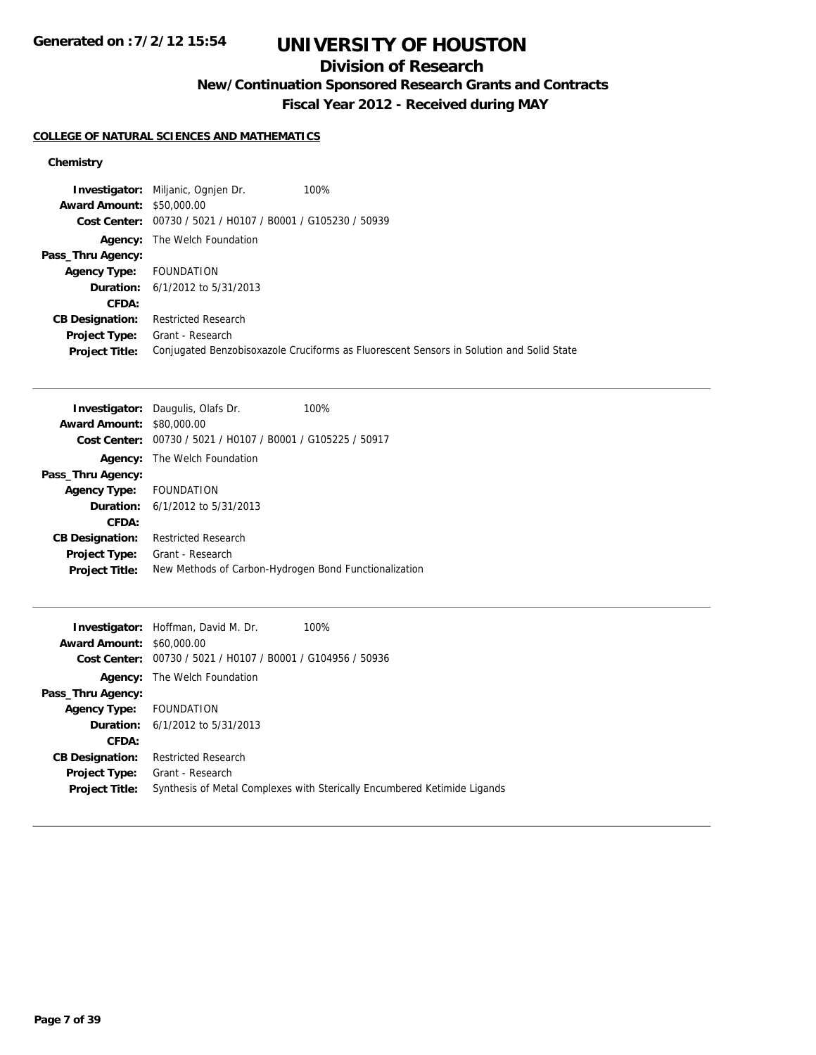# UNIVERSITY OF HOUSTON

## Division of Research

### New/Continuation Sponsored Research Grants and Contracts

### Fiscal Year 2012 - Received during MAY

**Generated on :7/2/12 15:54**

#### COLLEGE OF NATURAL SCIENCES AND MATHEMATICS

**Chemistry**

**Investigator:** Miljanic, Ognjen Dr. 100%
**Award Amount:** $50,000.00
**Cost Center:** 00730 / 5021 / H0107 / B0001 / G105230 / 50939
**Agency:** The Welch Foundation
**Pass_Thru Agency:**
**Agency Type:** FOUNDATION
**Duration:** 6/1/2012 to 5/31/2013
**CFDA:**
**CB Designation:** Restricted Research
**Project Type:** Grant - Research
**Project Title:** Conjugated Benzobisoxazole Cruciforms as Fluorescent Sensors in Solution and Solid State

---

**Investigator:** Daugulis, Olafs Dr. 100%
**Award Amount:** $80,000.00
**Cost Center:** 00730 / 5021 / H0107 / B0001 / G105225 / 50917
**Agency:** The Welch Foundation
**Pass_Thru Agency:**
**Agency Type:** FOUNDATION
**Duration:** 6/1/2012 to 5/31/2013
**CFDA:**
**CB Designation:** Restricted Research
**Project Type:** Grant - Research
**Project Title:** New Methods of Carbon-Hydrogen Bond Functionalization

---

**Investigator:** Hoffman, David M. Dr. 100%
**Award Amount:** $60,000.00
**Cost Center:** 00730 / 5021 / H0107 / B0001 / G104956 / 50936
**Agency:** The Welch Foundation
**Pass_Thru Agency:**
**Agency Type:** FOUNDATION
**Duration:** 6/1/2012 to 5/31/2013
**CFDA:**
**CB Designation:** Restricted Research
**Project Type:** Grant - Research
**Project Title:** Synthesis of Metal Complexes with Sterically Encumbered Ketimide Ligands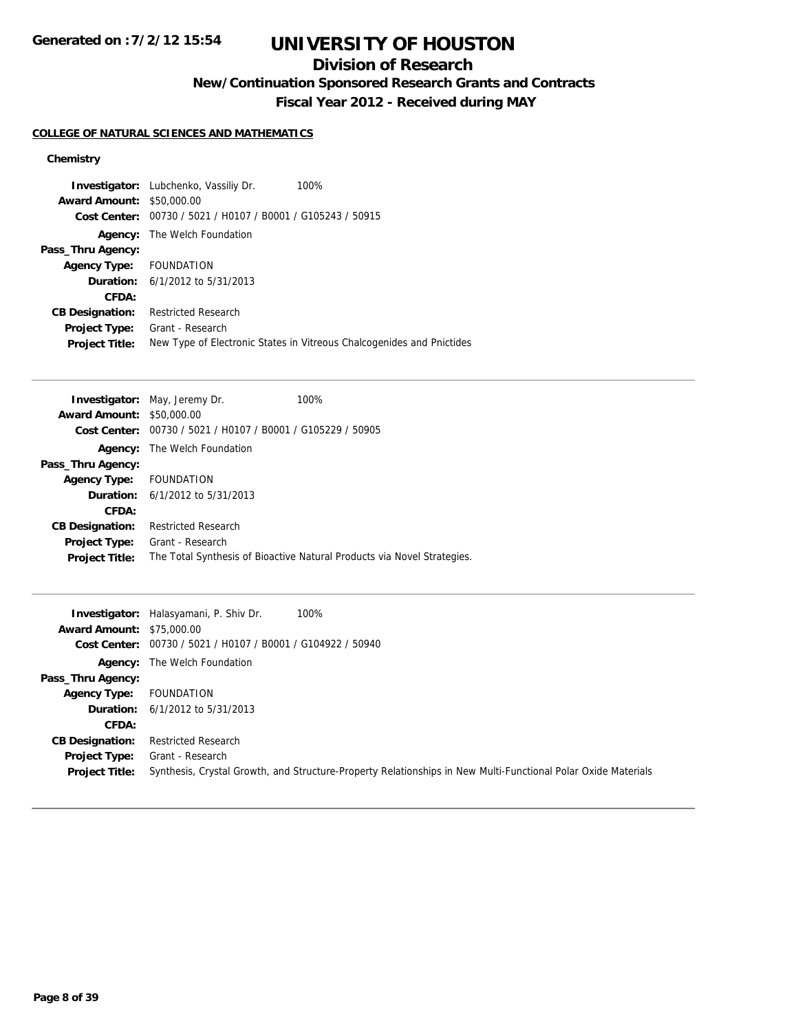# UNIVERSITY OF HOUSTON

## Division of Research

### New/Continuation Sponsored Research Grants and Contracts

### Fiscal Year 2012 - Received during MAY

Generated on : 7/2/12 15:54

**COLLEGE OF NATURAL SCIENCES AND MATHEMATICS**

**Chemistry**

**Investigator:** Lubchenko, Vassiliy Dr. 100%
**Award Amount:** $50,000.00
**Cost Center:** 00730 / 5021 / H0107 / B0001 / G105243 / 50915
**Agency:** The Welch Foundation
**Pass_Thru Agency:**
**Agency Type:** FOUNDATION
**Duration:** 6/1/2012 to 5/31/2013
**CFDA:**
**CB Designation:** Restricted Research
**Project Type:** Grant - Research
**Project Title:** New Type of Electronic States in Vitreous Chalcogenides and Pnictides

---

**Investigator:** May, Jeremy Dr. 100%
**Award Amount:** $50,000.00
**Cost Center:** 00730 / 5021 / H0107 / B0001 / G105229 / 50905
**Agency:** The Welch Foundation
**Pass_Thru Agency:**
**Agency Type:** FOUNDATION
**Duration:** 6/1/2012 to 5/31/2013
**CFDA:**
**CB Designation:** Restricted Research
**Project Type:** Grant - Research
**Project Title:** The Total Synthesis of Bioactive Natural Products via Novel Strategies.

---

**Investigator:** Halasyamani, P. Shiv Dr. 100%
**Award Amount:** $75,000.00
**Cost Center:** 00730 / 5021 / H0107 / B0001 / G104922 / 50940
**Agency:** The Welch Foundation
**Pass_Thru Agency:**
**Agency Type:** FOUNDATION
**Duration:** 6/1/2012 to 5/31/2013
**CFDA:**
**CB Designation:** Restricted Research
**Project Type:** Grant - Research
**Project Title:** Synthesis, Crystal Growth, and Structure-Property Relationships in New Multi-Functional Polar Oxide Materials

---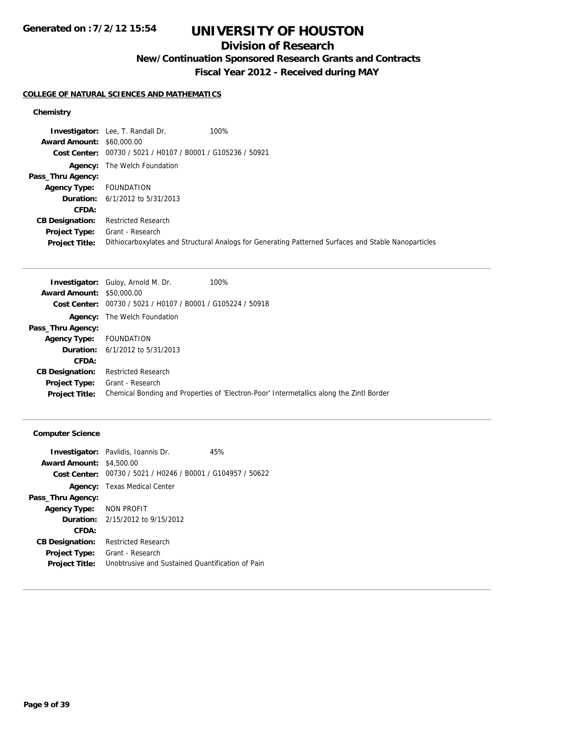# UNIVERSITY OF HOUSTON

## Division of Research

### New/Continuation Sponsored Research Grants and Contracts

### Fiscal Year 2012 - Received during MAY

**Generated on :7/2/12 15:54**

**COLLEGE OF NATURAL SCIENCES AND MATHEMATICS**

#### Chemistry

**Investigator:** Lee, T. Randall Dr. 100%
**Award Amount:** $60,000.00
**Cost Center:** 00730 / 5021 / H0107 / B0001 / G105236 / 50921
**Agency:** The Welch Foundation
**Pass_Thru Agency:**
**Agency Type:** FOUNDATION
**Duration:** 6/1/2012 to 5/31/2013
**CFDA:**
**CB Designation:** Restricted Research
**Project Type:** Grant - Research
**Project Title:** Dithiocarboxylates and Structural Analogs for Generating Patterned Surfaces and Stable Nanoparticles

---

**Investigator:** Guloy, Arnold M. Dr. 100%
**Award Amount:** $50,000.00
**Cost Center:** 00730 / 5021 / H0107 / B0001 / G105224 / 50918
**Agency:** The Welch Foundation
**Pass_Thru Agency:**
**Agency Type:** FOUNDATION
**Duration:** 6/1/2012 to 5/31/2013
**CFDA:**
**CB Designation:** Restricted Research
**Project Type:** Grant - Research
**Project Title:** Chemical Bonding and Properties of 'Electron-Poor' Intermetallics along the Zintl Border

---

#### Computer Science

**Investigator:** Pavlidis, Ioannis Dr. 45%
**Award Amount:** $4,500.00
**Cost Center:** 00730 / 5021 / H0246 / B0001 / G104957 / 50622
**Agency:** Texas Medical Center
**Pass_Thru Agency:**
**Agency Type:** NON PROFIT
**Duration:** 2/15/2012 to 9/15/2012
**CFDA:**
**CB Designation:** Restricted Research
**Project Type:** Grant - Research
**Project Title:** Unobtrusive and Sustained Quantification of Pain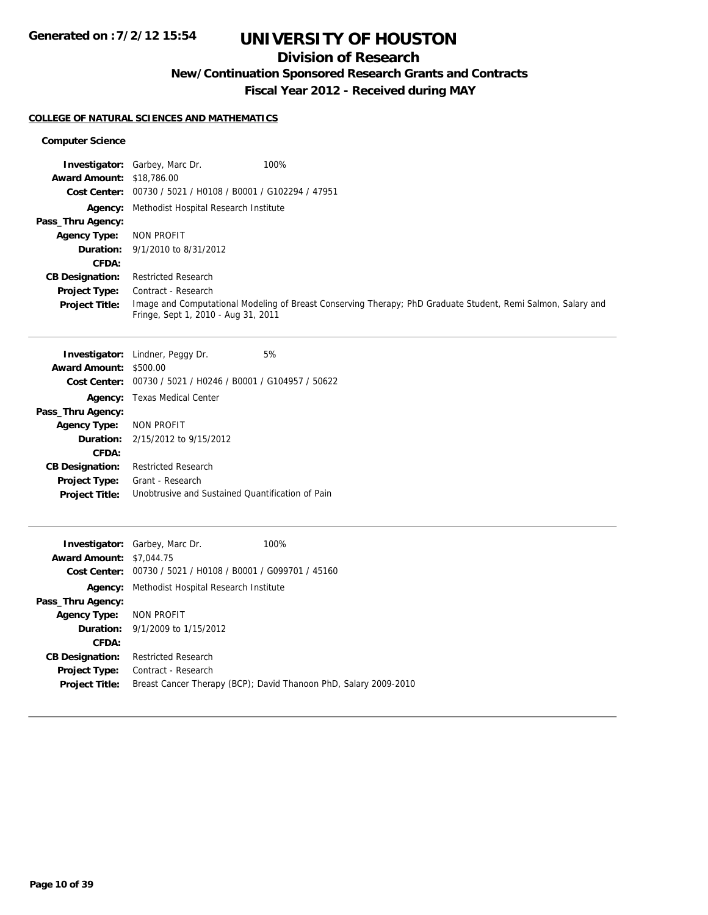# UNIVERSITY OF HOUSTON

## Division of Research

### New/Continuation Sponsored Research Grants and Contracts

### Fiscal Year 2012 - Received during MAY

**COLLEGE OF NATURAL SCIENCES AND MATHEMATICS**

**Computer Science**

**Investigator:** Garbey, Marc Dr. 100%
**Award Amount:** $18,786.00
**Cost Center:** 00730 / 5021 / H0108 / B0001 / G102294 / 47951
**Agency:** Methodist Hospital Research Institute
**Pass_Thru Agency:**
**Agency Type:** NON PROFIT
**Duration:** 9/1/2010 to 8/31/2012
**CFDA:**
**CB Designation:** Restricted Research
**Project Type:** Contract - Research
**Project Title:** Image and Computational Modeling of Breast Conserving Therapy; PhD Graduate Student, Remi Salmon, Salary and Fringe, Sept 1, 2010 - Aug 31, 2011

---

**Investigator:** Lindner, Peggy Dr. 5%
**Award Amount:** $500.00
**Cost Center:** 00730 / 5021 / H0246 / B0001 / G104957 / 50622
**Agency:** Texas Medical Center
**Pass_Thru Agency:**
**Agency Type:** NON PROFIT
**Duration:** 2/15/2012 to 9/15/2012
**CFDA:**
**CB Designation:** Restricted Research
**Project Type:** Grant - Research
**Project Title:** Unobtrusive and Sustained Quantification of Pain

---

**Investigator:** Garbey, Marc Dr. 100%
**Award Amount:** $7,044.75
**Cost Center:** 00730 / 5021 / H0108 / B0001 / G099701 / 45160
**Agency:** Methodist Hospital Research Institute
**Pass_Thru Agency:**
**Agency Type:** NON PROFIT
**Duration:** 9/1/2009 to 1/15/2012
**CFDA:**
**CB Designation:** Restricted Research
**Project Type:** Contract - Research
**Project Title:** Breast Cancer Therapy (BCP); David Thanoon PhD, Salary 2009-2010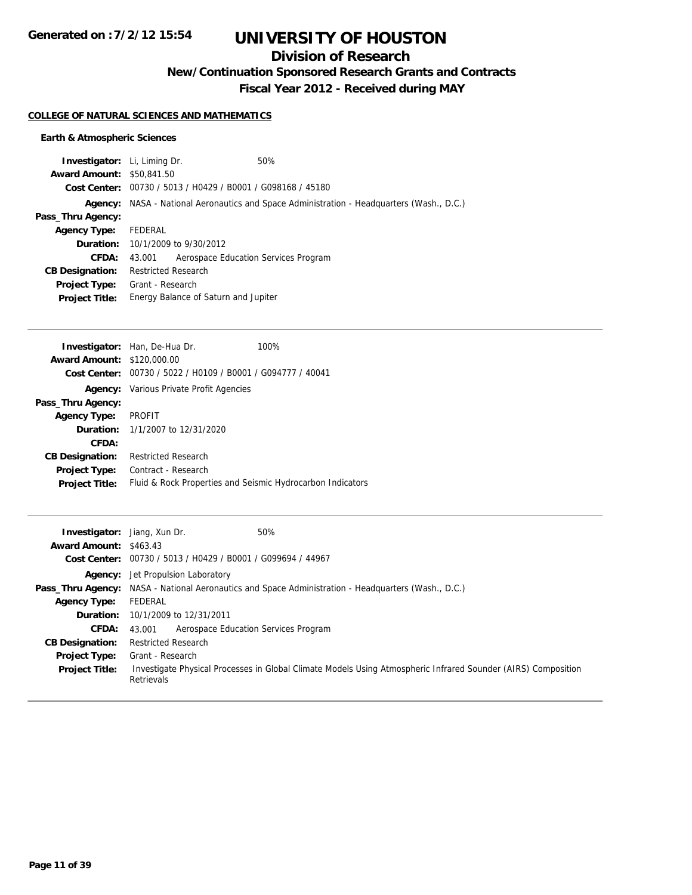# UNIVERSITY OF HOUSTON

## Division of Research

### New/Continuation Sponsored Research Grants and Contracts

### Fiscal Year 2012 - Received during MAY

**COLLEGE OF NATURAL SCIENCES AND MATHEMATICS**

**Earth & Atmospheric Sciences**

| | | |
|---|---|---|
| **Investigator:** | Li, Liming Dr. | 50% |
| **Award Amount:** | $50,841.50 | |
| **Cost Center:** | 00730 / 5013 / H0429 / B0001 / G098168 / 45180 | |
| **Agency:** | NASA - National Aeronautics and Space Administration - Headquarters (Wash., D.C.) | |
| **Pass_Thru Agency:** | | |
| **Agency Type:** | FEDERAL | |
| **Duration:** | 10/1/2009 to 9/30/2012 | |
| **CFDA:** | 43.001 Aerospace Education Services Program | |
| **CB Designation:** | Restricted Research | |
| **Project Type:** | Grant - Research | |
| **Project Title:** | Energy Balance of Saturn and Jupiter | |

---

| | | |
|---|---|---|
| **Investigator:** | Han, De-Hua Dr. | 100% |
| **Award Amount:** | $120,000.00 | |
| **Cost Center:** | 00730 / 5022 / H0109 / B0001 / G094777 / 40041 | |
| **Agency:** | Various Private Profit Agencies | |
| **Pass_Thru Agency:** | | |
| **Agency Type:** | PROFIT | |
| **Duration:** | 1/1/2007 to 12/31/2020 | |
| **CFDA:** | | |
| **CB Designation:** | Restricted Research | |
| **Project Type:** | Contract - Research | |
| **Project Title:** | Fluid & Rock Properties and Seismic Hydrocarbon Indicators | |

---

| | | |
|---|---|---|
| **Investigator:** | Jiang, Xun Dr. | 50% |
| **Award Amount:** | $463.43 | |
| **Cost Center:** | 00730 / 5013 / H0429 / B0001 / G099694 / 44967 | |
| **Agency:** | Jet Propulsion Laboratory | |
| **Pass_Thru Agency:** | NASA - National Aeronautics and Space Administration - Headquarters (Wash., D.C.) | |
| **Agency Type:** | FEDERAL | |
| **Duration:** | 10/1/2009 to 12/31/2011 | |
| **CFDA:** | 43.001 Aerospace Education Services Program | |
| **CB Designation:** | Restricted Research | |
| **Project Type:** | Grant - Research | |
| **Project Title:** | Investigate Physical Processes in Global Climate Models Using Atmospheric Infrared Sounder (AIRS) Composition Retrievals | |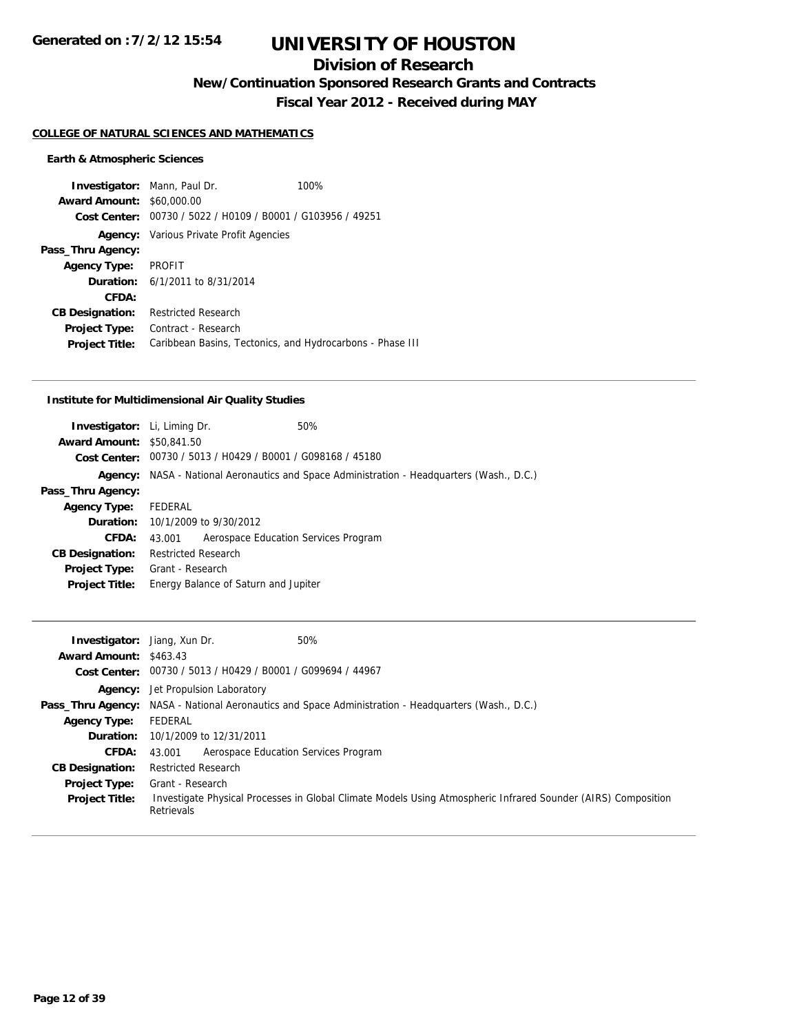# UNIVERSITY OF HOUSTON

## Division of Research

### New/Continuation Sponsored Research Grants and Contracts

### Fiscal Year 2012 - Received during MAY

Generated on : 7/2/12 15:54

**COLLEGE OF NATURAL SCIENCES AND MATHEMATICS**

**Earth & Atmospheric Sciences**

**Investigator:** Mann, Paul Dr. 100%
**Award Amount:** $60,000.00
**Cost Center:** 00730 / 5022 / H0109 / B0001 / G103956 / 49251
**Agency:** Various Private Profit Agencies
**Pass_Thru Agency:**
**Agency Type:** PROFIT
**Duration:** 6/1/2011 to 8/31/2014
**CFDA:**
**CB Designation:** Restricted Research
**Project Type:** Contract - Research
**Project Title:** Caribbean Basins, Tectonics, and Hydrocarbons - Phase III

---

**Institute for Multidimensional Air Quality Studies**

**Investigator:** Li, Liming Dr. 50%
**Award Amount:** $50,841.50
**Cost Center:** 00730 / 5013 / H0429 / B0001 / G098168 / 45180
**Agency:** NASA - National Aeronautics and Space Administration - Headquarters (Wash., D.C.)
**Pass_Thru Agency:**
**Agency Type:** FEDERAL
**Duration:** 10/1/2009 to 9/30/2012
**CFDA:** 43.001 Aerospace Education Services Program
**CB Designation:** Restricted Research
**Project Type:** Grant - Research
**Project Title:** Energy Balance of Saturn and Jupiter

---

**Investigator:** Jiang, Xun Dr. 50%
**Award Amount:** $463.43
**Cost Center:** 00730 / 5013 / H0429 / B0001 / G099694 / 44967
**Agency:** Jet Propulsion Laboratory
**Pass_Thru Agency:** NASA - National Aeronautics and Space Administration - Headquarters (Wash., D.C.)
**Agency Type:** FEDERAL
**Duration:** 10/1/2009 to 12/31/2011
**CFDA:** 43.001 Aerospace Education Services Program
**CB Designation:** Restricted Research
**Project Type:** Grant - Research
**Project Title:** Investigate Physical Processes in Global Climate Models Using Atmospheric Infrared Sounder (AIRS) Composition Retrievals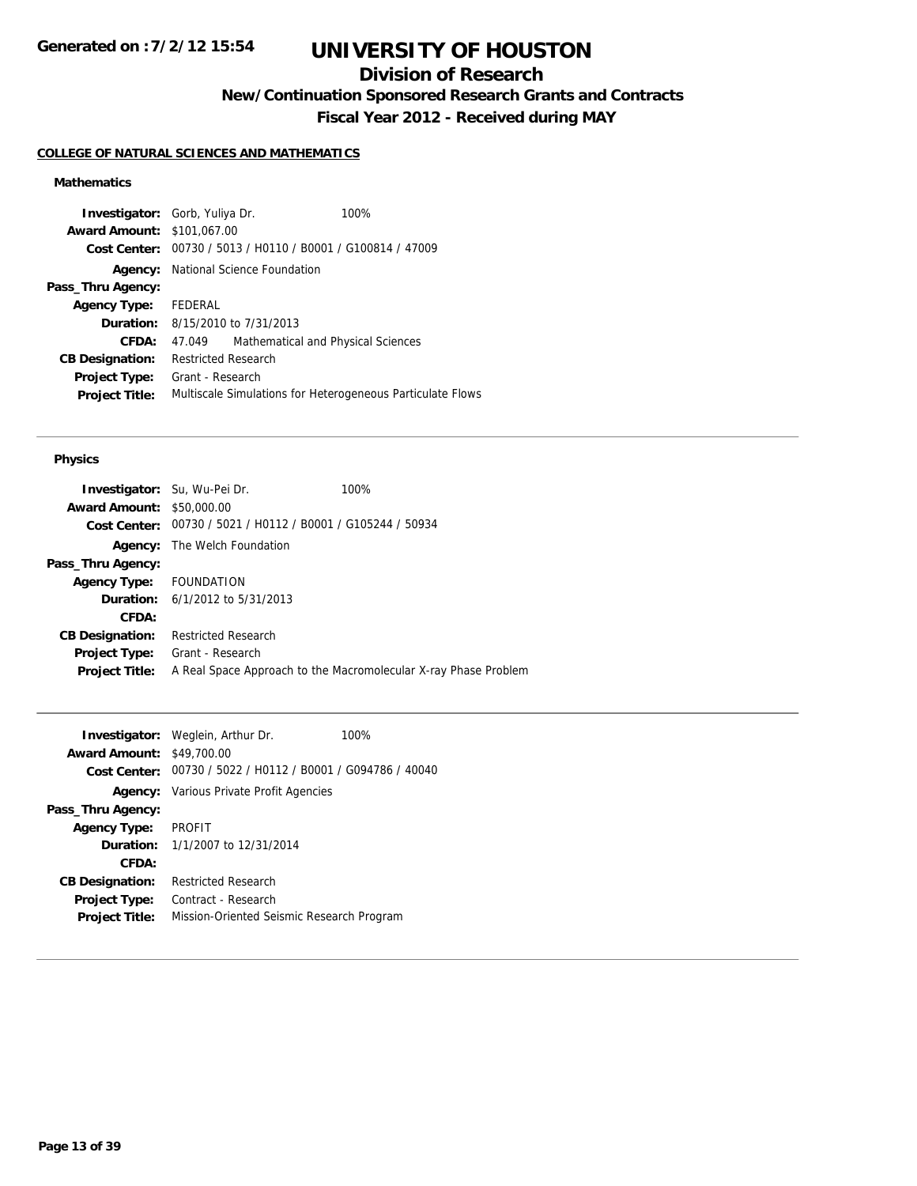# UNIVERSITY OF HOUSTON

## Division of Research

### New/Continuation Sponsored Research Grants and Contracts

### Fiscal Year 2012 - Received during MAY

**COLLEGE OF NATURAL SCIENCES AND MATHEMATICS**

#### Mathematics

| | | |
|---|---|---|
| **Investigator:** | Gorb, Yuliya Dr. | 100% |
| **Award Amount:** | $101,067.00 | |
| **Cost Center:** | 00730 / 5013 / H0110 / B0001 / G100814 / 47009 | |
| **Agency:** | National Science Foundation | |
| **Pass_Thru Agency:** | | |
| **Agency Type:** | FEDERAL | |
| **Duration:** | 8/15/2010 to 7/31/2013 | |
| **CFDA:** | 47.049 Mathematical and Physical Sciences | |
| **CB Designation:** | Restricted Research | |
| **Project Type:** | Grant - Research | |
| **Project Title:** | Multiscale Simulations for Heterogeneous Particulate Flows | |

---

#### Physics

| | | |
|---|---|---|
| **Investigator:** | Su, Wu-Pei Dr. | 100% |
| **Award Amount:** | $50,000.00 | |
| **Cost Center:** | 00730 / 5021 / H0112 / B0001 / G105244 / 50934 | |
| **Agency:** | The Welch Foundation | |
| **Pass_Thru Agency:** | | |
| **Agency Type:** | FOUNDATION | |
| **Duration:** | 6/1/2012 to 5/31/2013 | |
| **CFDA:** | | |
| **CB Designation:** | Restricted Research | |
| **Project Type:** | Grant - Research | |
| **Project Title:** | A Real Space Approach to the Macromolecular X-ray Phase Problem | |

---

| | | |
|---|---|---|
| **Investigator:** | Weglein, Arthur Dr. | 100% |
| **Award Amount:** | $49,700.00 | |
| **Cost Center:** | 00730 / 5022 / H0112 / B0001 / G094786 / 40040 | |
| **Agency:** | Various Private Profit Agencies | |
| **Pass_Thru Agency:** | | |
| **Agency Type:** | PROFIT | |
| **Duration:** | 1/1/2007 to 12/31/2014 | |
| **CFDA:** | | |
| **CB Designation:** | Restricted Research | |
| **Project Type:** | Contract - Research | |
| **Project Title:** | Mission-Oriented Seismic Research Program | |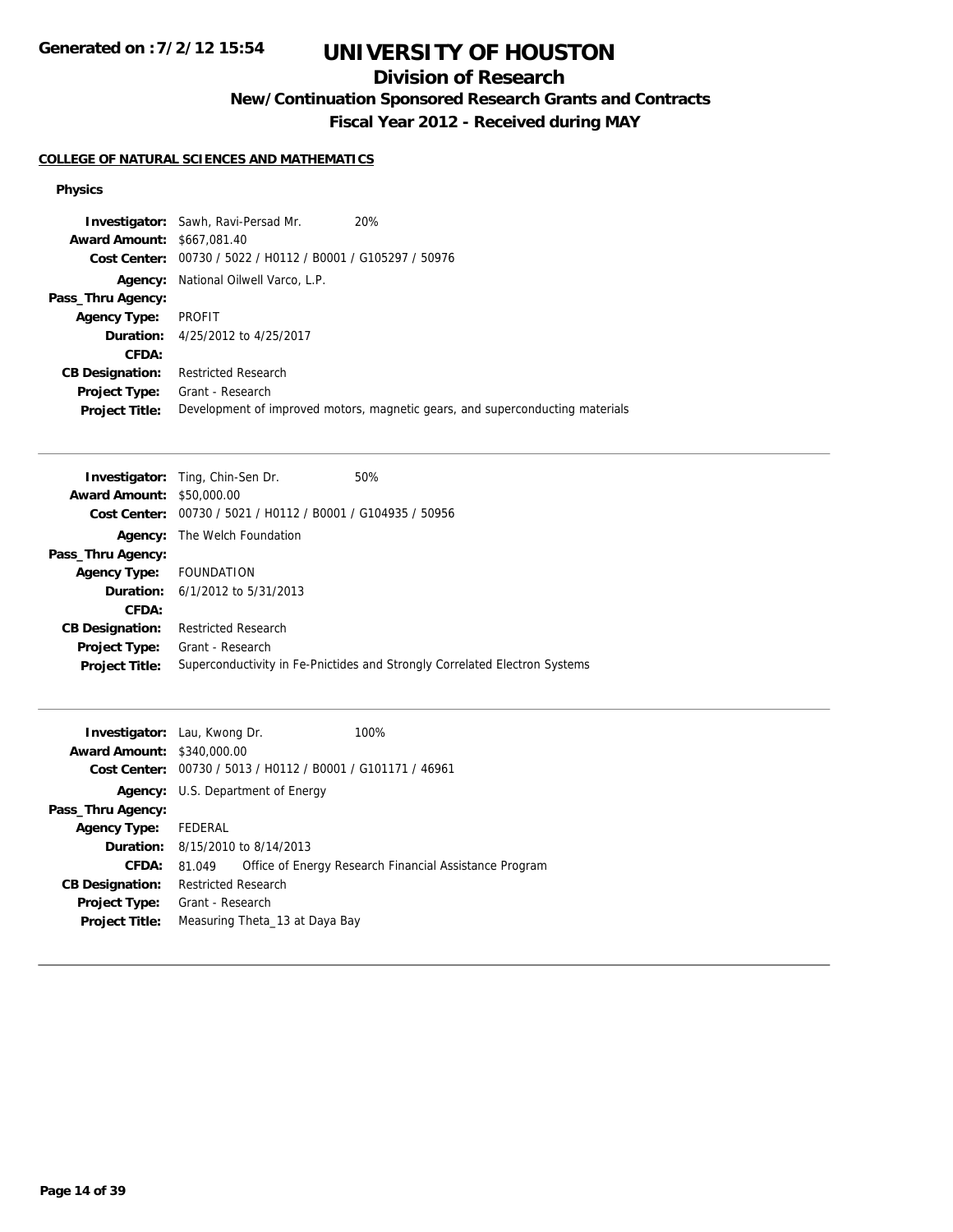# UNIVERSITY OF HOUSTON

## Division of Research

### New/Continuation Sponsored Research Grants and Contracts

### Fiscal Year 2012 - Received during MAY

**COLLEGE OF NATURAL SCIENCES AND MATHEMATICS**

**Physics**

**Investigator:** Sawh, Ravi-Persad Mr. 20%
**Award Amount:** $667,081.40
**Cost Center:** 00730 / 5022 / H0112 / B0001 / G105297 / 50976
**Agency:** National Oilwell Varco, L.P.
**Pass_Thru Agency:**
**Agency Type:** PROFIT
**Duration:** 4/25/2012 to 4/25/2017
**CFDA:**
**CB Designation:** Restricted Research
**Project Type:** Grant - Research
**Project Title:** Development of improved motors, magnetic gears, and superconducting materials

---

**Investigator:** Ting, Chin-Sen Dr. 50%
**Award Amount:** $50,000.00
**Cost Center:** 00730 / 5021 / H0112 / B0001 / G104935 / 50956
**Agency:** The Welch Foundation
**Pass_Thru Agency:**
**Agency Type:** FOUNDATION
**Duration:** 6/1/2012 to 5/31/2013
**CFDA:**
**CB Designation:** Restricted Research
**Project Type:** Grant - Research
**Project Title:** Superconductivity in Fe-Pnictides and Strongly Correlated Electron Systems

---

**Investigator:** Lau, Kwong Dr. 100%
**Award Amount:** $340,000.00
**Cost Center:** 00730 / 5013 / H0112 / B0001 / G101171 / 46961
**Agency:** U.S. Department of Energy
**Pass_Thru Agency:**
**Agency Type:** FEDERAL
**Duration:** 8/15/2010 to 8/14/2013
**CFDA:** 81.049 Office of Energy Research Financial Assistance Program
**CB Designation:** Restricted Research
**Project Type:** Grant - Research
**Project Title:** Measuring Theta_13 at Daya Bay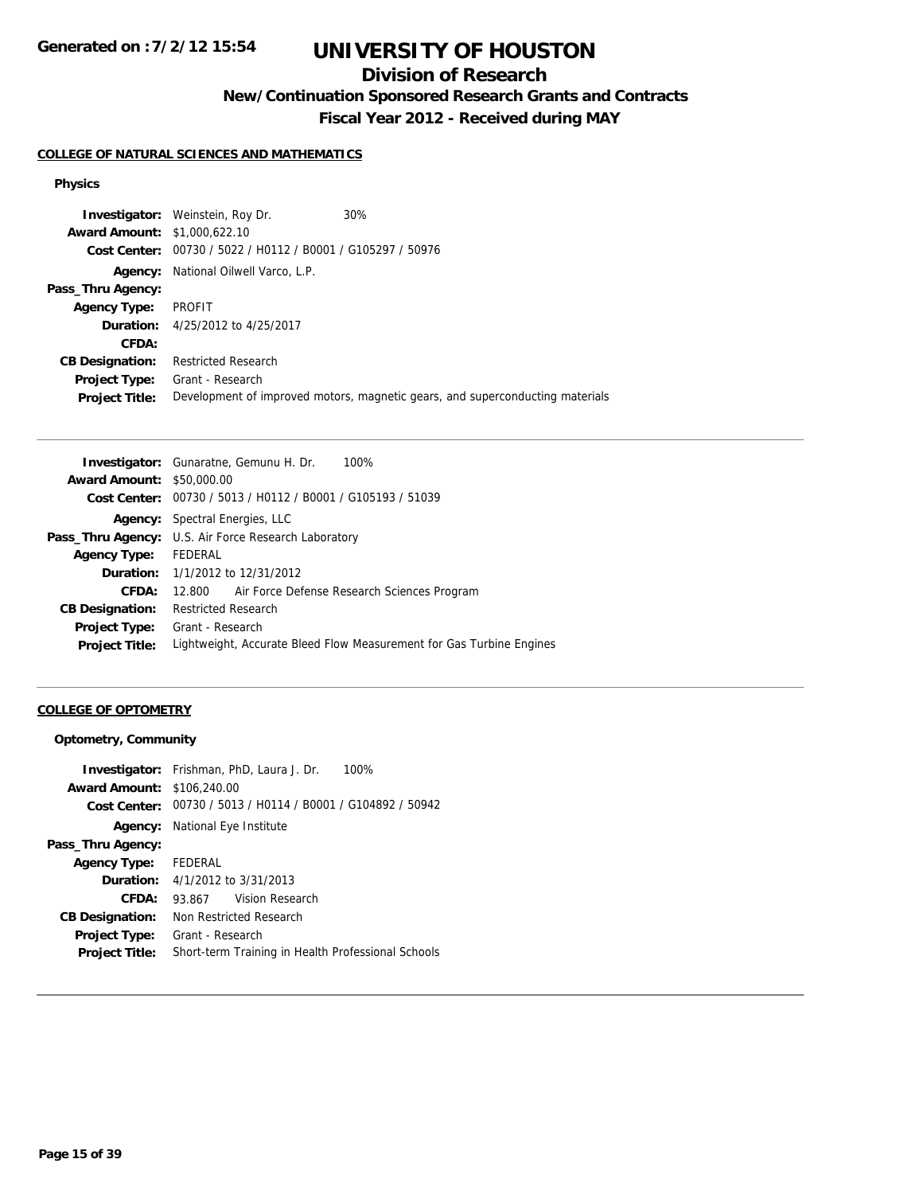# UNIVERSITY OF HOUSTON

## Division of Research

### New/Continuation Sponsored Research Grants and Contracts

### Fiscal Year 2012 - Received during MAY

**COLLEGE OF NATURAL SCIENCES AND MATHEMATICS**

**Physics**

**Investigator:** Weinstein, Roy Dr. 30%
**Award Amount:** $1,000,622.10
**Cost Center:** 00730 / 5022 / H0112 / B0001 / G105297 / 50976
**Agency:** National Oilwell Varco, L.P.
**Pass_Thru Agency:**
**Agency Type:** PROFIT
**Duration:** 4/25/2012 to 4/25/2017
**CFDA:**
**CB Designation:** Restricted Research
**Project Type:** Grant - Research
**Project Title:** Development of improved motors, magnetic gears, and superconducting materials

---

**Investigator:** Gunaratne, Gemunu H. Dr. 100%
**Award Amount:** $50,000.00
**Cost Center:** 00730 / 5013 / H0112 / B0001 / G105193 / 51039
**Agency:** Spectral Energies, LLC
**Pass_Thru Agency:** U.S. Air Force Research Laboratory
**Agency Type:** FEDERAL
**Duration:** 1/1/2012 to 12/31/2012
**CFDA:** 12.800 Air Force Defense Research Sciences Program
**CB Designation:** Restricted Research
**Project Type:** Grant - Research
**Project Title:** Lightweight, Accurate Bleed Flow Measurement for Gas Turbine Engines

---

**COLLEGE OF OPTOMETRY**

**Optometry, Community**

**Investigator:** Frishman, PhD, Laura J. Dr. 100%
**Award Amount:** $106,240.00
**Cost Center:** 00730 / 5013 / H0114 / B0001 / G104892 / 50942
**Agency:** National Eye Institute
**Pass_Thru Agency:**
**Agency Type:** FEDERAL
**Duration:** 4/1/2012 to 3/31/2013
**CFDA:** 93.867 Vision Research
**CB Designation:** Non Restricted Research
**Project Type:** Grant - Research
**Project Title:** Short-term Training in Health Professional Schools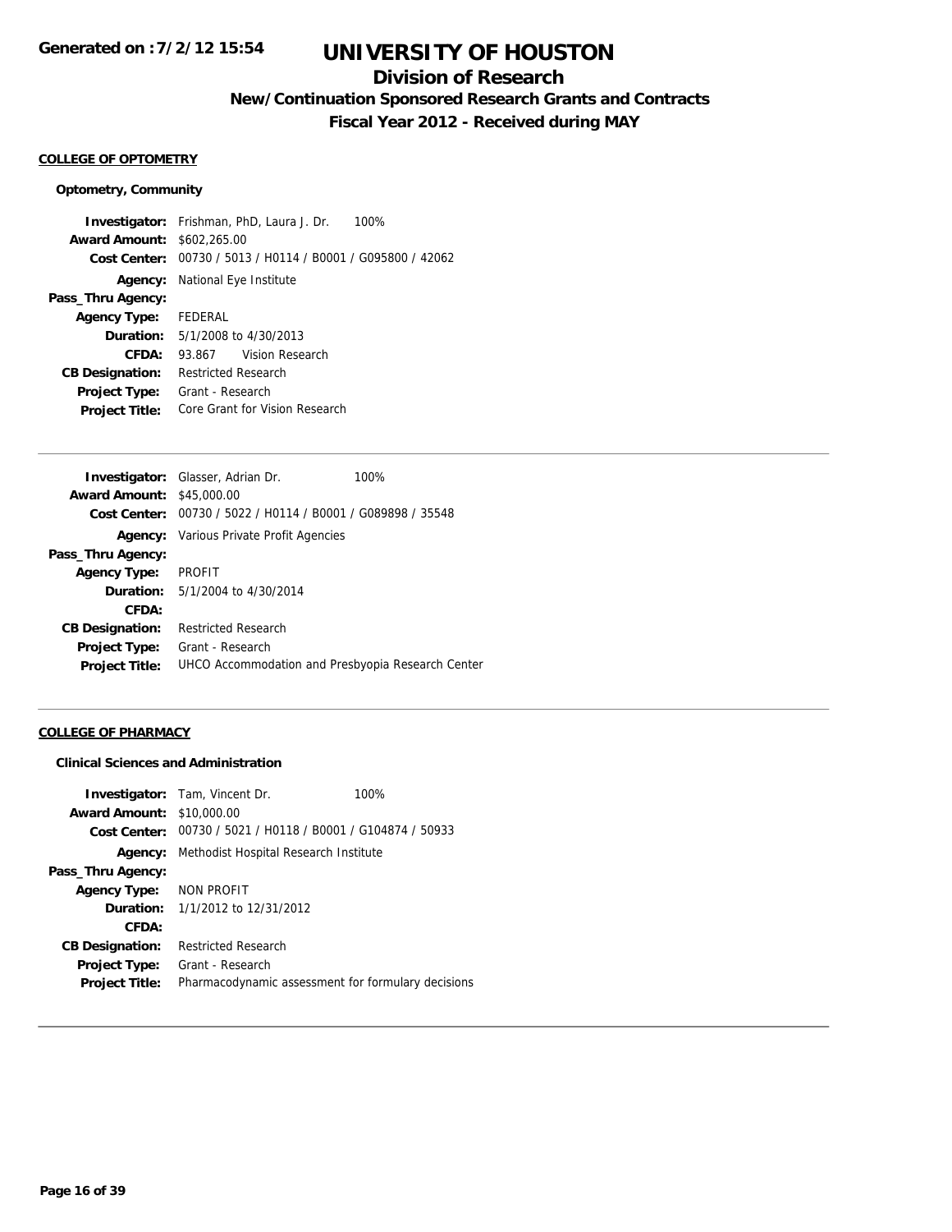# UNIVERSITY OF HOUSTON

## Division of Research

### New/Continuation Sponsored Research Grants and Contracts

### Fiscal Year 2012 - Received during MAY

**Generated on : 7/2/12 15:54**

#### COLLEGE OF OPTOMETRY

**Optometry, Community**

**Investigator:** Frishman, PhD, Laura J. Dr. 100%
**Award Amount:** $602,265.00
**Cost Center:** 00730 / 5013 / H0114 / B0001 / G095800 / 42062
**Agency:** National Eye Institute
**Pass_Thru Agency:**
**Agency Type:** FEDERAL
**Duration:** 5/1/2008 to 4/30/2013
**CFDA:** 93.867 Vision Research
**CB Designation:** Restricted Research
**Project Type:** Grant - Research
**Project Title:** Core Grant for Vision Research

---

**Investigator:** Glasser, Adrian Dr. 100%
**Award Amount:** $45,000.00
**Cost Center:** 00730 / 5022 / H0114 / B0001 / G089898 / 35548
**Agency:** Various Private Profit Agencies
**Pass_Thru Agency:**
**Agency Type:** PROFIT
**Duration:** 5/1/2004 to 4/30/2014
**CFDA:**
**CB Designation:** Restricted Research
**Project Type:** Grant - Research
**Project Title:** UHCO Accommodation and Presbyopia Research Center

---

#### COLLEGE OF PHARMACY

**Clinical Sciences and Administration**

**Investigator:** Tam, Vincent Dr. 100%
**Award Amount:** $10,000.00
**Cost Center:** 00730 / 5021 / H0118 / B0001 / G104874 / 50933
**Agency:** Methodist Hospital Research Institute
**Pass_Thru Agency:**
**Agency Type:** NON PROFIT
**Duration:** 1/1/2012 to 12/31/2012
**CFDA:**
**CB Designation:** Restricted Research
**Project Type:** Grant - Research
**Project Title:** Pharmacodynamic assessment for formulary decisions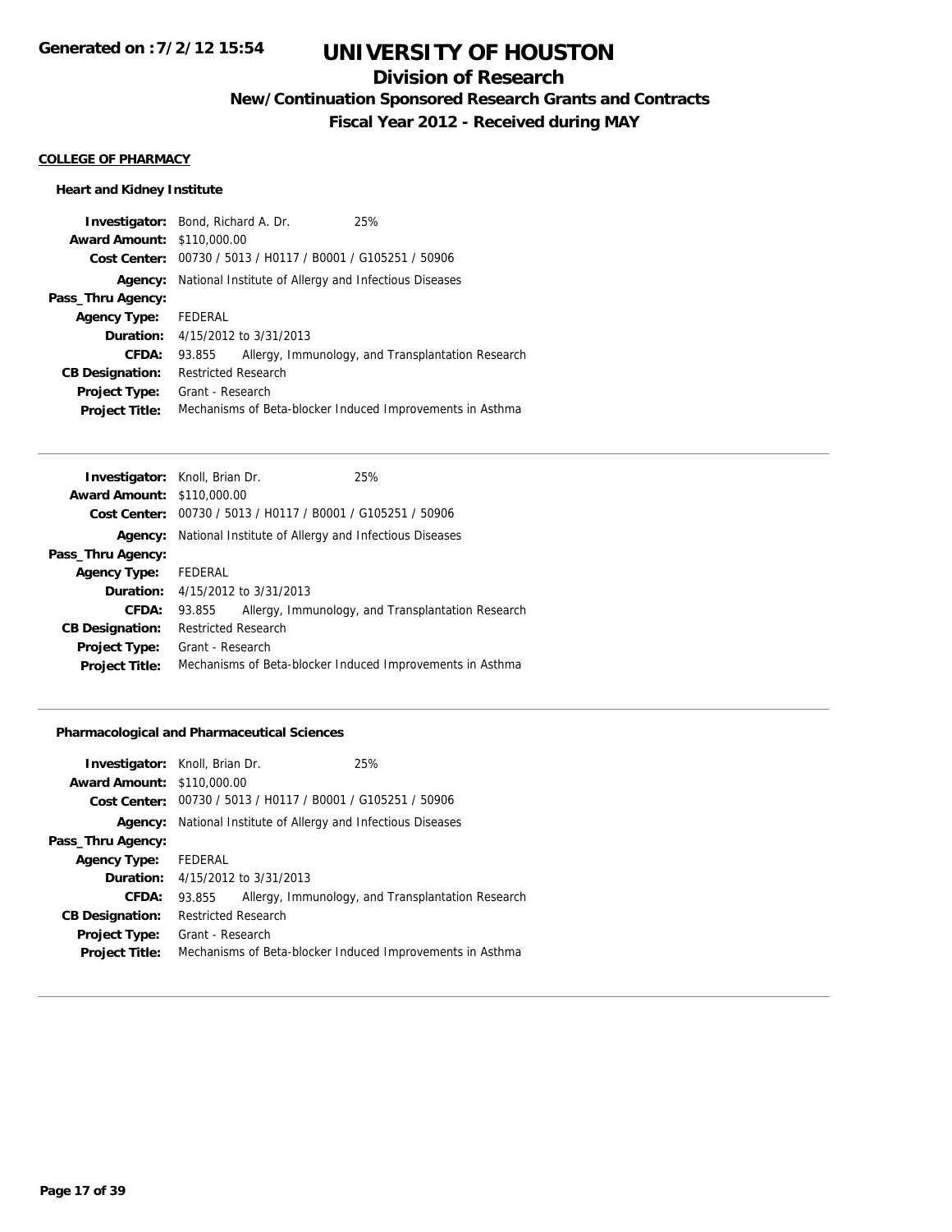# UNIVERSITY OF HOUSTON

## Division of Research

### New/Continuation Sponsored Research Grants and Contracts

### Fiscal Year 2012 - Received during MAY

**COLLEGE OF PHARMACY**

**Heart and Kidney Institute**

**Investigator:** Bond, Richard A. Dr. 25%
**Award Amount:** $110,000.00
**Cost Center:** 00730 / 5013 / H0117 / B0001 / G105251 / 50906
**Agency:** National Institute of Allergy and Infectious Diseases
**Pass_Thru Agency:**
**Agency Type:** FEDERAL
**Duration:** 4/15/2012 to 3/31/2013
**CFDA:** 93.855 Allergy, Immunology, and Transplantation Research
**CB Designation:** Restricted Research
**Project Type:** Grant - Research
**Project Title:** Mechanisms of Beta-blocker Induced Improvements in Asthma

---

**Investigator:** Knoll, Brian Dr. 25%
**Award Amount:** $110,000.00
**Cost Center:** 00730 / 5013 / H0117 / B0001 / G105251 / 50906
**Agency:** National Institute of Allergy and Infectious Diseases
**Pass_Thru Agency:**
**Agency Type:** FEDERAL
**Duration:** 4/15/2012 to 3/31/2013
**CFDA:** 93.855 Allergy, Immunology, and Transplantation Research
**CB Designation:** Restricted Research
**Project Type:** Grant - Research
**Project Title:** Mechanisms of Beta-blocker Induced Improvements in Asthma

---

**Pharmacological and Pharmaceutical Sciences**

**Investigator:** Knoll, Brian Dr. 25%
**Award Amount:** $110,000.00
**Cost Center:** 00730 / 5013 / H0117 / B0001 / G105251 / 50906
**Agency:** National Institute of Allergy and Infectious Diseases
**Pass_Thru Agency:**
**Agency Type:** FEDERAL
**Duration:** 4/15/2012 to 3/31/2013
**CFDA:** 93.855 Allergy, Immunology, and Transplantation Research
**CB Designation:** Restricted Research
**Project Type:** Grant - Research
**Project Title:** Mechanisms of Beta-blocker Induced Improvements in Asthma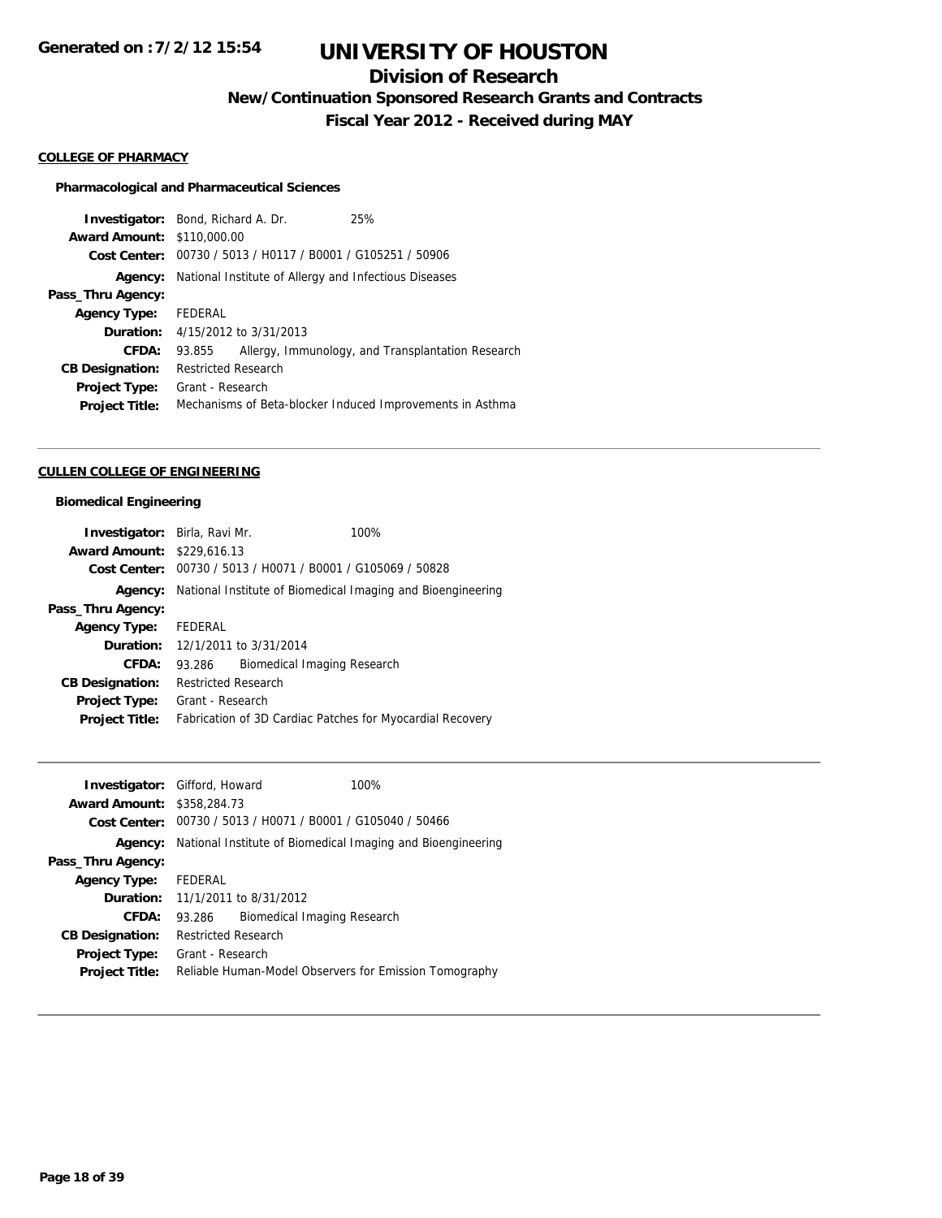# UNIVERSITY OF HOUSTON

## Division of Research

### New/Continuation Sponsored Research Grants and Contracts

### Fiscal Year 2012 - Received during MAY

Generated on :7/2/12 15:54

**COLLEGE OF PHARMACY**

**Pharmacological and Pharmaceutical Sciences**

**Investigator:** Bond, Richard A. Dr. 25%
**Award Amount:** $110,000.00
**Cost Center:** 00730 / 5013 / H0117 / B0001 / G105251 / 50906
**Agency:** National Institute of Allergy and Infectious Diseases
**Pass_Thru Agency:**
**Agency Type:** FEDERAL
**Duration:** 4/15/2012 to 3/31/2013
**CFDA:** 93.855 Allergy, Immunology, and Transplantation Research
**CB Designation:** Restricted Research
**Project Type:** Grant - Research
**Project Title:** Mechanisms of Beta-blocker Induced Improvements in Asthma

---

**CULLEN COLLEGE OF ENGINEERING**

**Biomedical Engineering**

**Investigator:** Birla, Ravi Mr. 100%
**Award Amount:** $229,616.13
**Cost Center:** 00730 / 5013 / H0071 / B0001 / G105069 / 50828
**Agency:** National Institute of Biomedical Imaging and Bioengineering
**Pass_Thru Agency:**
**Agency Type:** FEDERAL
**Duration:** 12/1/2011 to 3/31/2014
**CFDA:** 93.286 Biomedical Imaging Research
**CB Designation:** Restricted Research
**Project Type:** Grant - Research
**Project Title:** Fabrication of 3D Cardiac Patches for Myocardial Recovery

---

**Investigator:** Gifford, Howard 100%
**Award Amount:** $358,284.73
**Cost Center:** 00730 / 5013 / H0071 / B0001 / G105040 / 50466
**Agency:** National Institute of Biomedical Imaging and Bioengineering
**Pass_Thru Agency:**
**Agency Type:** FEDERAL
**Duration:** 11/1/2011 to 8/31/2012
**CFDA:** 93.286 Biomedical Imaging Research
**CB Designation:** Restricted Research
**Project Type:** Grant - Research
**Project Title:** Reliable Human-Model Observers for Emission Tomography

---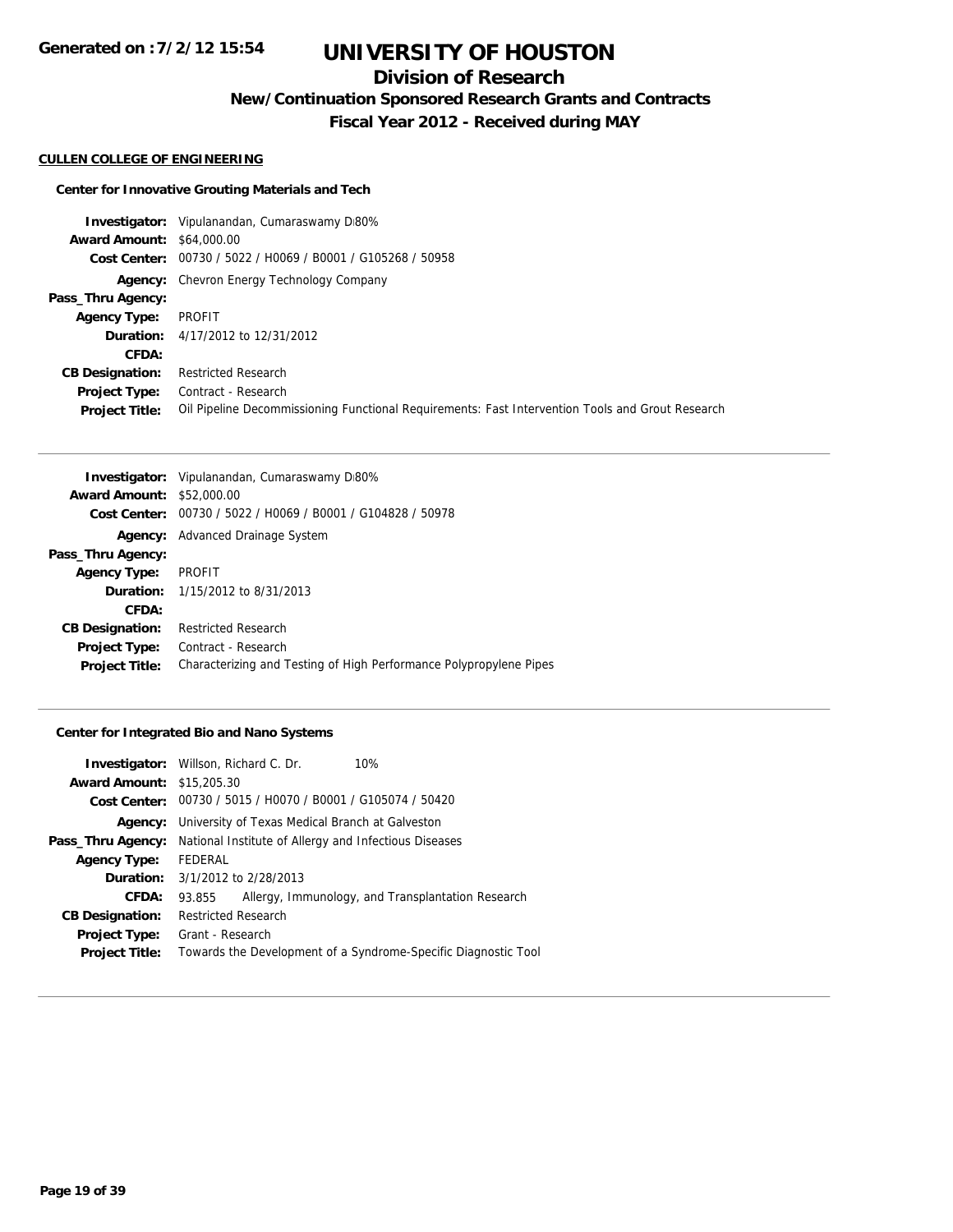# UNIVERSITY OF HOUSTON

## Division of Research

### New/Continuation Sponsored Research Grants and Contracts

### Fiscal Year 2012 - Received during MAY

**Generated on :7/2/12 15:54**

**CULLEN COLLEGE OF ENGINEERING**

**Center for Innovative Grouting Materials and Tech**

| | |
|---|---|
| **Investigator:** | Vipulanandan, Cumaraswamy D 80% |
| **Award Amount:** | $64,000.00 |
| **Cost Center:** | 00730 / 5022 / H0069 / B0001 / G105268 / 50958 |
| **Agency:** | Chevron Energy Technology Company |
| **Pass_Thru Agency:** | |
| **Agency Type:** | PROFIT |
| **Duration:** | 4/17/2012 to 12/31/2012 |
| **CFDA:** | |
| **CB Designation:** | Restricted Research |
| **Project Type:** | Contract - Research |
| **Project Title:** | Oil Pipeline Decommissioning Functional Requirements: Fast Intervention Tools and Grout Research |

| | |
|---|---|
| **Investigator:** | Vipulanandan, Cumaraswamy D 80% |
| **Award Amount:** | $52,000.00 |
| **Cost Center:** | 00730 / 5022 / H0069 / B0001 / G104828 / 50978 |
| **Agency:** | Advanced Drainage System |
| **Pass_Thru Agency:** | |
| **Agency Type:** | PROFIT |
| **Duration:** | 1/15/2012 to 8/31/2013 |
| **CFDA:** | |
| **CB Designation:** | Restricted Research |
| **Project Type:** | Contract - Research |
| **Project Title:** | Characterizing and Testing of High Performance Polypropylene Pipes |

**Center for Integrated Bio and Nano Systems**

| | |
|---|---|
| **Investigator:** | Willson, Richard C. Dr. 10% |
| **Award Amount:** | $15,205.30 |
| **Cost Center:** | 00730 / 5015 / H0070 / B0001 / G105074 / 50420 |
| **Agency:** | University of Texas Medical Branch at Galveston |
| **Pass_Thru Agency:** | National Institute of Allergy and Infectious Diseases |
| **Agency Type:** | FEDERAL |
| **Duration:** | 3/1/2012 to 2/28/2013 |
| **CFDA:** | 93.855 Allergy, Immunology, and Transplantation Research |
| **CB Designation:** | Restricted Research |
| **Project Type:** | Grant - Research |
| **Project Title:** | Towards the Development of a Syndrome-Specific Diagnostic Tool |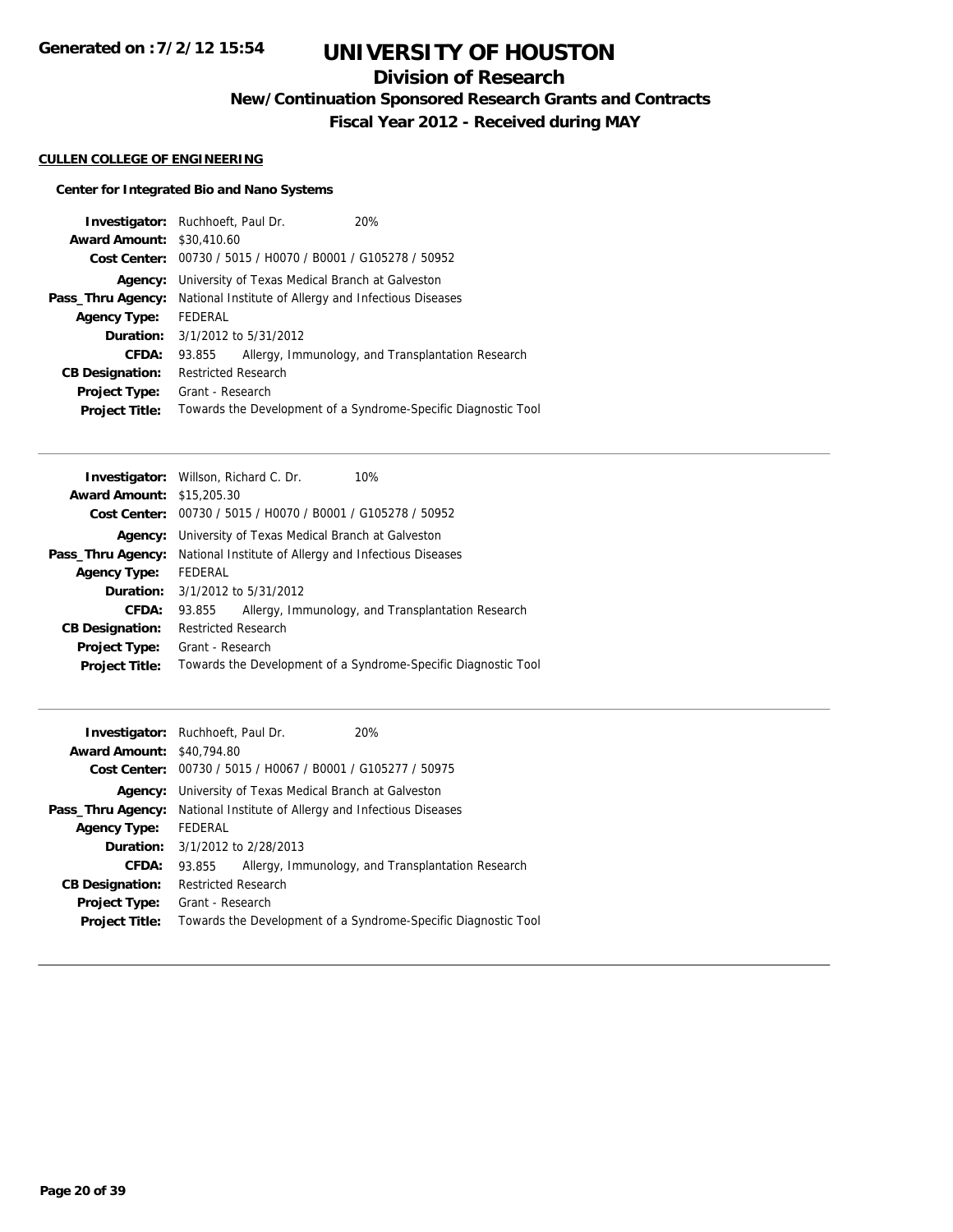# UNIVERSITY OF HOUSTON

## Division of Research

### New/Continuation Sponsored Research Grants and Contracts

### Fiscal Year 2012 - Received during MAY

Generated on :7/2/12 15:54

**CULLEN COLLEGE OF ENGINEERING**

**Center for Integrated Bio and Nano Systems**

**Investigator:** Ruchhoeft, Paul Dr. 20%
**Award Amount:** $30,410.60
**Cost Center:** 00730 / 5015 / H0070 / B0001 / G105278 / 50952
**Agency:** University of Texas Medical Branch at Galveston
**Pass_Thru Agency:** National Institute of Allergy and Infectious Diseases
**Agency Type:** FEDERAL
**Duration:** 3/1/2012 to 5/31/2012
**CFDA:** 93.855 Allergy, Immunology, and Transplantation Research
**CB Designation:** Restricted Research
**Project Type:** Grant - Research
**Project Title:** Towards the Development of a Syndrome-Specific Diagnostic Tool

---

**Investigator:** Willson, Richard C. Dr. 10%
**Award Amount:** $15,205.30
**Cost Center:** 00730 / 5015 / H0070 / B0001 / G105278 / 50952
**Agency:** University of Texas Medical Branch at Galveston
**Pass_Thru Agency:** National Institute of Allergy and Infectious Diseases
**Agency Type:** FEDERAL
**Duration:** 3/1/2012 to 5/31/2012
**CFDA:** 93.855 Allergy, Immunology, and Transplantation Research
**CB Designation:** Restricted Research
**Project Type:** Grant - Research
**Project Title:** Towards the Development of a Syndrome-Specific Diagnostic Tool

---

**Investigator:** Ruchhoeft, Paul Dr. 20%
**Award Amount:** $40,794.80
**Cost Center:** 00730 / 5015 / H0067 / B0001 / G105277 / 50975
**Agency:** University of Texas Medical Branch at Galveston
**Pass_Thru Agency:** National Institute of Allergy and Infectious Diseases
**Agency Type:** FEDERAL
**Duration:** 3/1/2012 to 2/28/2013
**CFDA:** 93.855 Allergy, Immunology, and Transplantation Research
**CB Designation:** Restricted Research
**Project Type:** Grant - Research
**Project Title:** Towards the Development of a Syndrome-Specific Diagnostic Tool

---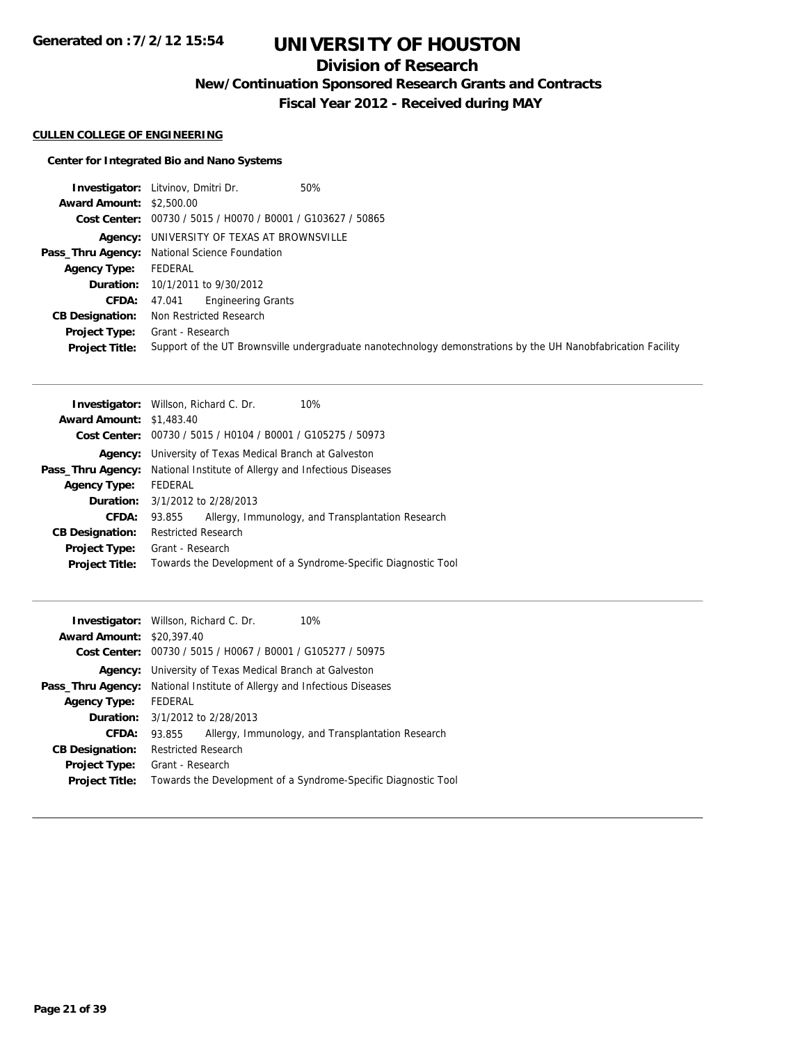# UNIVERSITY OF HOUSTON

## Division of Research

### New/Continuation Sponsored Research Grants and Contracts

### Fiscal Year 2012 - Received during MAY

Generated on :7/2/12 15:54

**CULLEN COLLEGE OF ENGINEERING**

**Center for Integrated Bio and Nano Systems**

| | |
|---|---|
| **Investigator:** | Litvinov, Dmitri Dr. 50% |
| **Award Amount:** | $2,500.00 |
| **Cost Center:** | 00730 / 5015 / H0070 / B0001 / G103627 / 50865 |
| **Agency:** | UNIVERSITY OF TEXAS AT BROWNSVILLE |
| **Pass_Thru Agency:** | National Science Foundation |
| **Agency Type:** | FEDERAL |
| **Duration:** | 10/1/2011 to 9/30/2012 |
| **CFDA:** | 47.041 Engineering Grants |
| **CB Designation:** | Non Restricted Research |
| **Project Type:** | Grant - Research |
| **Project Title:** | Support of the UT Brownsville undergraduate nanotechnology demonstrations by the UH Nanobfabrication Facility |

| | |
|---|---|
| **Investigator:** | Willson, Richard C. Dr. 10% |
| **Award Amount:** | $1,483.40 |
| **Cost Center:** | 00730 / 5015 / H0104 / B0001 / G105275 / 50973 |
| **Agency:** | University of Texas Medical Branch at Galveston |
| **Pass_Thru Agency:** | National Institute of Allergy and Infectious Diseases |
| **Agency Type:** | FEDERAL |
| **Duration:** | 3/1/2012 to 2/28/2013 |
| **CFDA:** | 93.855 Allergy, Immunology, and Transplantation Research |
| **CB Designation:** | Restricted Research |
| **Project Type:** | Grant - Research |
| **Project Title:** | Towards the Development of a Syndrome-Specific Diagnostic Tool |

| | |
|---|---|
| **Investigator:** | Willson, Richard C. Dr. 10% |
| **Award Amount:** | $20,397.40 |
| **Cost Center:** | 00730 / 5015 / H0067 / B0001 / G105277 / 50975 |
| **Agency:** | University of Texas Medical Branch at Galveston |
| **Pass_Thru Agency:** | National Institute of Allergy and Infectious Diseases |
| **Agency Type:** | FEDERAL |
| **Duration:** | 3/1/2012 to 2/28/2013 |
| **CFDA:** | 93.855 Allergy, Immunology, and Transplantation Research |
| **CB Designation:** | Restricted Research |
| **Project Type:** | Grant - Research |
| **Project Title:** | Towards the Development of a Syndrome-Specific Diagnostic Tool |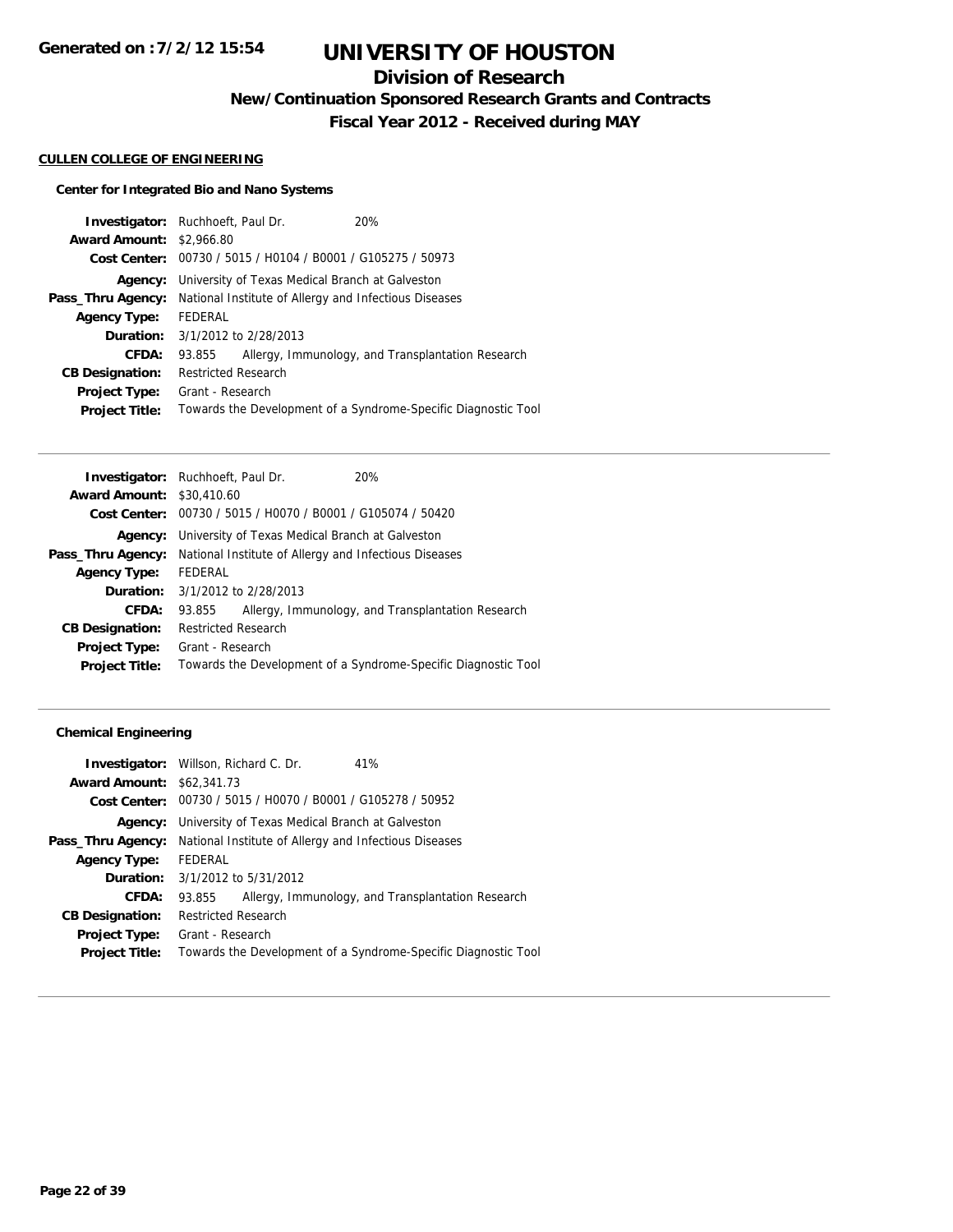# UNIVERSITY OF HOUSTON

## Division of Research

### New/Continuation Sponsored Research Grants and Contracts

### Fiscal Year 2012 - Received during MAY

Generated on :7/2/12 15:54

**CULLEN COLLEGE OF ENGINEERING**

**Center for Integrated Bio and Nano Systems**

**Investigator:** Ruchhoeft, Paul Dr. 20%
**Award Amount:** $2,966.80
**Cost Center:** 00730 / 5015 / H0104 / B0001 / G105275 / 50973
**Agency:** University of Texas Medical Branch at Galveston
**Pass_Thru Agency:** National Institute of Allergy and Infectious Diseases
**Agency Type:** FEDERAL
**Duration:** 3/1/2012 to 2/28/2013
**CFDA:** 93.855 Allergy, Immunology, and Transplantation Research
**CB Designation:** Restricted Research
**Project Type:** Grant - Research
**Project Title:** Towards the Development of a Syndrome-Specific Diagnostic Tool

---

**Investigator:** Ruchhoeft, Paul Dr. 20%
**Award Amount:** $30,410.60
**Cost Center:** 00730 / 5015 / H0070 / B0001 / G105074 / 50420
**Agency:** University of Texas Medical Branch at Galveston
**Pass_Thru Agency:** National Institute of Allergy and Infectious Diseases
**Agency Type:** FEDERAL
**Duration:** 3/1/2012 to 2/28/2013
**CFDA:** 93.855 Allergy, Immunology, and Transplantation Research
**CB Designation:** Restricted Research
**Project Type:** Grant - Research
**Project Title:** Towards the Development of a Syndrome-Specific Diagnostic Tool

---

**Chemical Engineering**

**Investigator:** Willson, Richard C. Dr. 41%
**Award Amount:** $62,341.73
**Cost Center:** 00730 / 5015 / H0070 / B0001 / G105278 / 50952
**Agency:** University of Texas Medical Branch at Galveston
**Pass_Thru Agency:** National Institute of Allergy and Infectious Diseases
**Agency Type:** FEDERAL
**Duration:** 3/1/2012 to 5/31/2012
**CFDA:** 93.855 Allergy, Immunology, and Transplantation Research
**CB Designation:** Restricted Research
**Project Type:** Grant - Research
**Project Title:** Towards the Development of a Syndrome-Specific Diagnostic Tool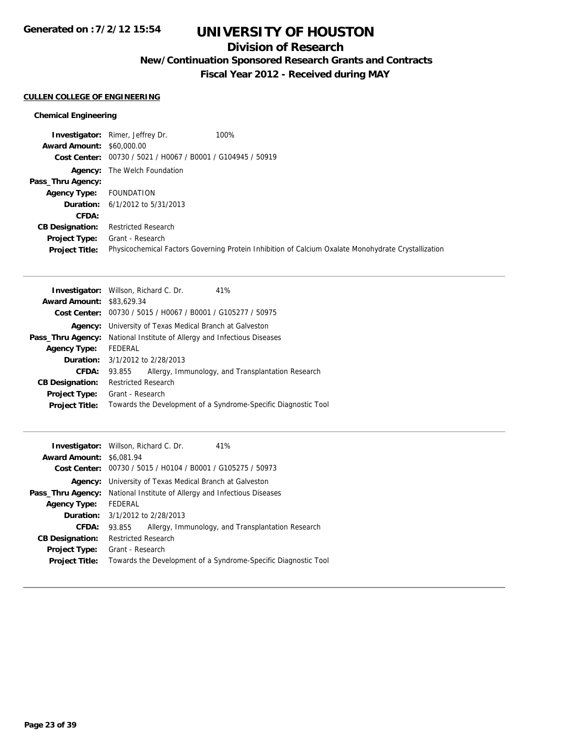# UNIVERSITY OF HOUSTON

## Division of Research

### New/Continuation Sponsored Research Grants and Contracts

### Fiscal Year 2012 - Received during MAY

Generated on :7/2/12 15:54

**CULLEN COLLEGE OF ENGINEERING**

**Chemical Engineering**

| | |
|---|---|
| **Investigator:** | Rimer, Jeffrey Dr. 100% |
| **Award Amount:** | $60,000.00 |
| **Cost Center:** | 00730 / 5021 / H0067 / B0001 / G104945 / 50919 |
| **Agency:** | The Welch Foundation |
| **Pass_Thru Agency:** | |
| **Agency Type:** | FOUNDATION |
| **Duration:** | 6/1/2012 to 5/31/2013 |
| **CFDA:** | |
| **CB Designation:** | Restricted Research |
| **Project Type:** | Grant - Research |
| **Project Title:** | Physicochemical Factors Governing Protein Inhibition of Calcium Oxalate Monohydrate Crystallization |

---

| | |
|---|---|
| **Investigator:** | Willson, Richard C. Dr. 41% |
| **Award Amount:** | $83,629.34 |
| **Cost Center:** | 00730 / 5015 / H0067 / B0001 / G105277 / 50975 |
| **Agency:** | University of Texas Medical Branch at Galveston |
| **Pass_Thru Agency:** | National Institute of Allergy and Infectious Diseases |
| **Agency Type:** | FEDERAL |
| **Duration:** | 3/1/2012 to 2/28/2013 |
| **CFDA:** | 93.855 Allergy, Immunology, and Transplantation Research |
| **CB Designation:** | Restricted Research |
| **Project Type:** | Grant - Research |
| **Project Title:** | Towards the Development of a Syndrome-Specific Diagnostic Tool |

---

| | |
|---|---|
| **Investigator:** | Willson, Richard C. Dr. 41% |
| **Award Amount:** | $6,081.94 |
| **Cost Center:** | 00730 / 5015 / H0104 / B0001 / G105275 / 50973 |
| **Agency:** | University of Texas Medical Branch at Galveston |
| **Pass_Thru Agency:** | National Institute of Allergy and Infectious Diseases |
| **Agency Type:** | FEDERAL |
| **Duration:** | 3/1/2012 to 2/28/2013 |
| **CFDA:** | 93.855 Allergy, Immunology, and Transplantation Research |
| **CB Designation:** | Restricted Research |
| **Project Type:** | Grant - Research |
| **Project Title:** | Towards the Development of a Syndrome-Specific Diagnostic Tool |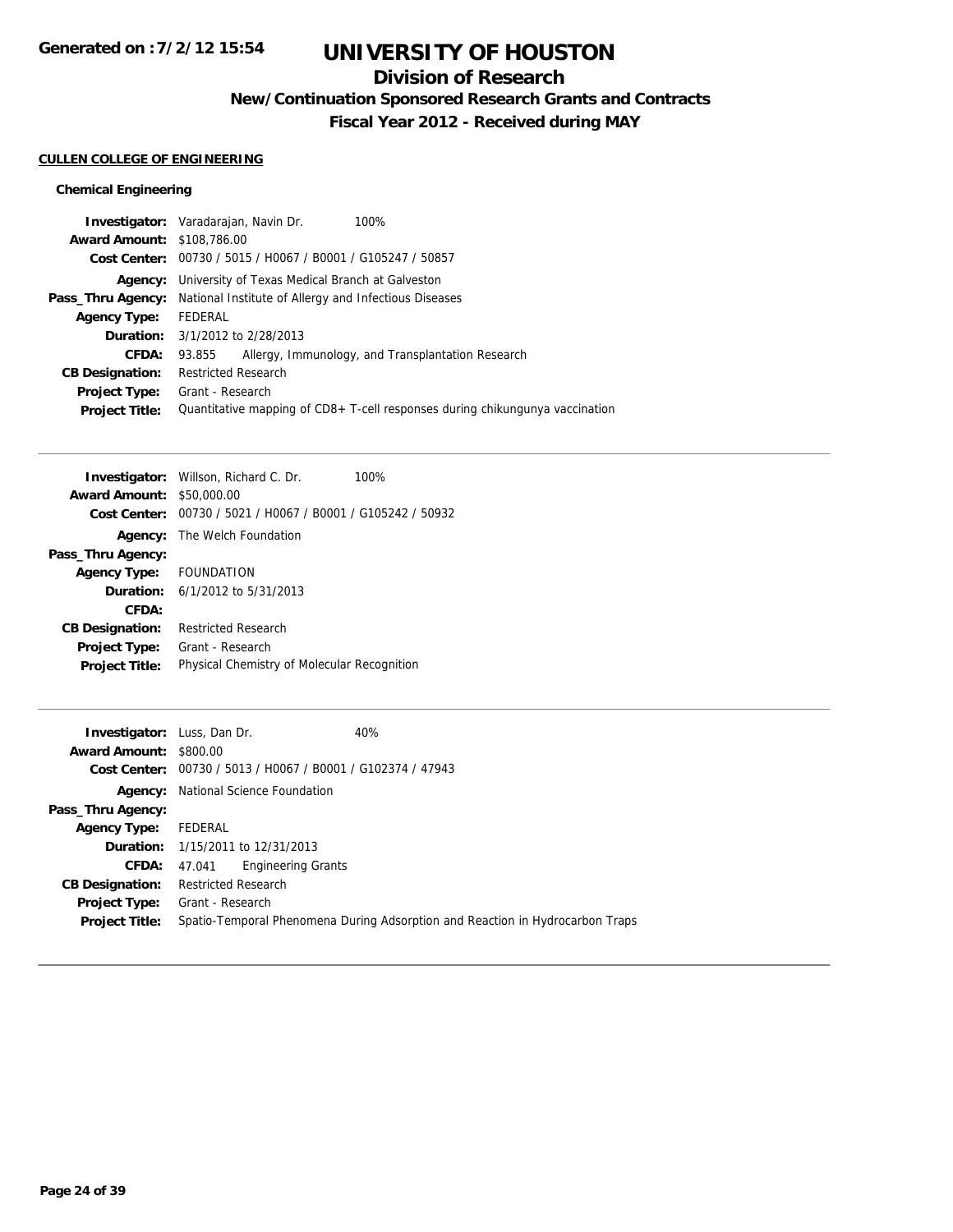# UNIVERSITY OF HOUSTON

## Division of Research

### New/Continuation Sponsored Research Grants and Contracts

### Fiscal Year 2012 - Received during MAY

Generated on : 7/2/12 15:54

**CULLEN COLLEGE OF ENGINEERING**

**Chemical Engineering**

| | |
|---|---|
| **Investigator:** | Varadarajan, Navin Dr. 100% |
| **Award Amount:** | $108,786.00 |
| **Cost Center:** | 00730 / 5015 / H0067 / B0001 / G105247 / 50857 |
| **Agency:** | University of Texas Medical Branch at Galveston |
| **Pass_Thru Agency:** | National Institute of Allergy and Infectious Diseases |
| **Agency Type:** | FEDERAL |
| **Duration:** | 3/1/2012 to 2/28/2013 |
| **CFDA:** | 93.855 Allergy, Immunology, and Transplantation Research |
| **CB Designation:** | Restricted Research |
| **Project Type:** | Grant - Research |
| **Project Title:** | Quantitative mapping of CD8+ T-cell responses during chikungunya vaccination |

---

| | |
|---|---|
| **Investigator:** | Willson, Richard C. Dr. 100% |
| **Award Amount:** | $50,000.00 |
| **Cost Center:** | 00730 / 5021 / H0067 / B0001 / G105242 / 50932 |
| **Agency:** | The Welch Foundation |
| **Pass_Thru Agency:** | |
| **Agency Type:** | FOUNDATION |
| **Duration:** | 6/1/2012 to 5/31/2013 |
| **CFDA:** | |
| **CB Designation:** | Restricted Research |
| **Project Type:** | Grant - Research |
| **Project Title:** | Physical Chemistry of Molecular Recognition |

---

| | |
|---|---|
| **Investigator:** | Luss, Dan Dr. 40% |
| **Award Amount:** | $800.00 |
| **Cost Center:** | 00730 / 5013 / H0067 / B0001 / G102374 / 47943 |
| **Agency:** | National Science Foundation |
| **Pass_Thru Agency:** | |
| **Agency Type:** | FEDERAL |
| **Duration:** | 1/15/2011 to 12/31/2013 |
| **CFDA:** | 47.041 Engineering Grants |
| **CB Designation:** | Restricted Research |
| **Project Type:** | Grant - Research |
| **Project Title:** | Spatio-Temporal Phenomena During Adsorption and Reaction in Hydrocarbon Traps |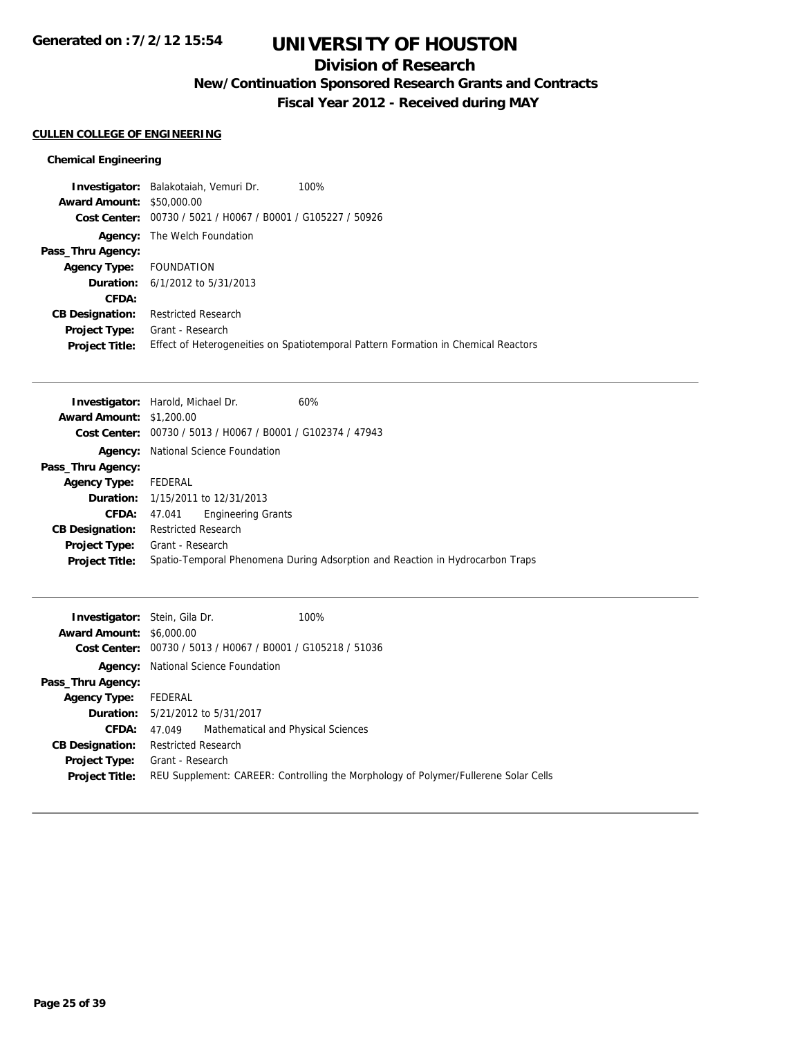# UNIVERSITY OF HOUSTON

## Division of Research

### New/Continuation Sponsored Research Grants and Contracts

### Fiscal Year 2012 - Received during MAY

Generated on :7/2/12 15:54

**CULLEN COLLEGE OF ENGINEERING**

**Chemical Engineering**

**Investigator:** Balakotaiah, Vemuri Dr. 100%
**Award Amount:** $50,000.00
**Cost Center:** 00730 / 5021 / H0067 / B0001 / G105227 / 50926
**Agency:** The Welch Foundation
**Pass_Thru Agency:**
**Agency Type:** FOUNDATION
**Duration:** 6/1/2012 to 5/31/2013
**CFDA:**
**CB Designation:** Restricted Research
**Project Type:** Grant - Research
**Project Title:** Effect of Heterogeneities on Spatiotemporal Pattern Formation in Chemical Reactors

---

**Investigator:** Harold, Michael Dr. 60%
**Award Amount:** $1,200.00
**Cost Center:** 00730 / 5013 / H0067 / B0001 / G102374 / 47943
**Agency:** National Science Foundation
**Pass_Thru Agency:**
**Agency Type:** FEDERAL
**Duration:** 1/15/2011 to 12/31/2013
**CFDA:** 47.041 Engineering Grants
**CB Designation:** Restricted Research
**Project Type:** Grant - Research
**Project Title:** Spatio-Temporal Phenomena During Adsorption and Reaction in Hydrocarbon Traps

---

**Investigator:** Stein, Gila Dr. 100%
**Award Amount:** $6,000.00
**Cost Center:** 00730 / 5013 / H0067 / B0001 / G105218 / 51036
**Agency:** National Science Foundation
**Pass_Thru Agency:**
**Agency Type:** FEDERAL
**Duration:** 5/21/2012 to 5/31/2017
**CFDA:** 47.049 Mathematical and Physical Sciences
**CB Designation:** Restricted Research
**Project Type:** Grant - Research
**Project Title:** REU Supplement: CAREER: Controlling the Morphology of Polymer/Fullerene Solar Cells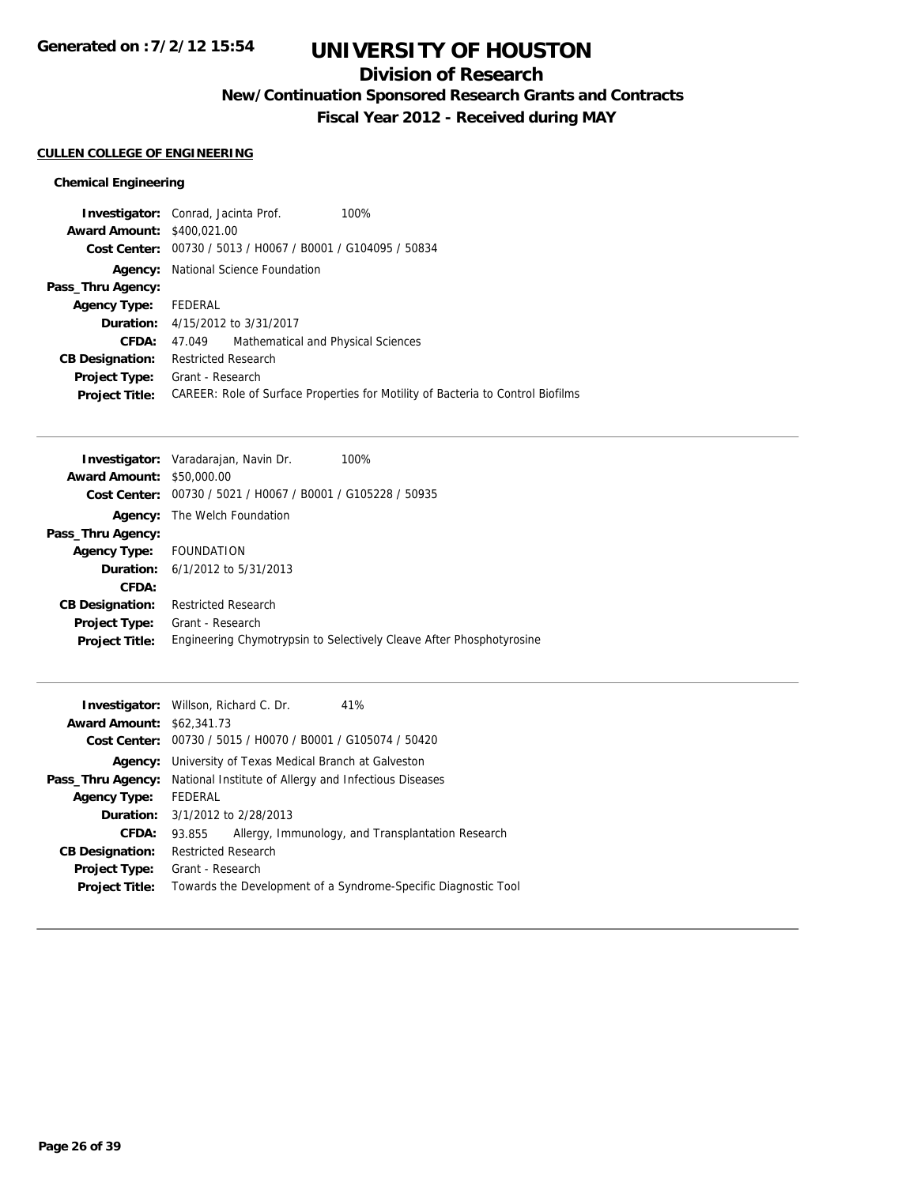# UNIVERSITY OF HOUSTON

## Division of Research

### New/Continuation Sponsored Research Grants and Contracts

### Fiscal Year 2012 - Received during MAY

Generated on :7/2/12 15:54

**CULLEN COLLEGE OF ENGINEERING**

**Chemical Engineering**

| | |
|---|---|
| **Investigator:** | Conrad, Jacinta Prof. 100% |
| **Award Amount:** | $400,021.00 |
| **Cost Center:** | 00730 / 5013 / H0067 / B0001 / G104095 / 50834 |
| **Agency:** | National Science Foundation |
| **Pass_Thru Agency:** | |
| **Agency Type:** | FEDERAL |
| **Duration:** | 4/15/2012 to 3/31/2017 |
| **CFDA:** | 47.049 Mathematical and Physical Sciences |
| **CB Designation:** | Restricted Research |
| **Project Type:** | Grant - Research |
| **Project Title:** | CAREER: Role of Surface Properties for Motility of Bacteria to Control Biofilms |

---

| | |
|---|---|
| **Investigator:** | Varadarajan, Navin Dr. 100% |
| **Award Amount:** | $50,000.00 |
| **Cost Center:** | 00730 / 5021 / H0067 / B0001 / G105228 / 50935 |
| **Agency:** | The Welch Foundation |
| **Pass_Thru Agency:** | |
| **Agency Type:** | FOUNDATION |
| **Duration:** | 6/1/2012 to 5/31/2013 |
| **CFDA:** | |
| **CB Designation:** | Restricted Research |
| **Project Type:** | Grant - Research |
| **Project Title:** | Engineering Chymotrypsin to Selectively Cleave After Phosphotyrosine |

---

| | |
|---|---|
| **Investigator:** | Willson, Richard C. Dr. 41% |
| **Award Amount:** | $62,341.73 |
| **Cost Center:** | 00730 / 5015 / H0070 / B0001 / G105074 / 50420 |
| **Agency:** | University of Texas Medical Branch at Galveston |
| **Pass_Thru Agency:** | National Institute of Allergy and Infectious Diseases |
| **Agency Type:** | FEDERAL |
| **Duration:** | 3/1/2012 to 2/28/2013 |
| **CFDA:** | 93.855 Allergy, Immunology, and Transplantation Research |
| **CB Designation:** | Restricted Research |
| **Project Type:** | Grant - Research |
| **Project Title:** | Towards the Development of a Syndrome-Specific Diagnostic Tool |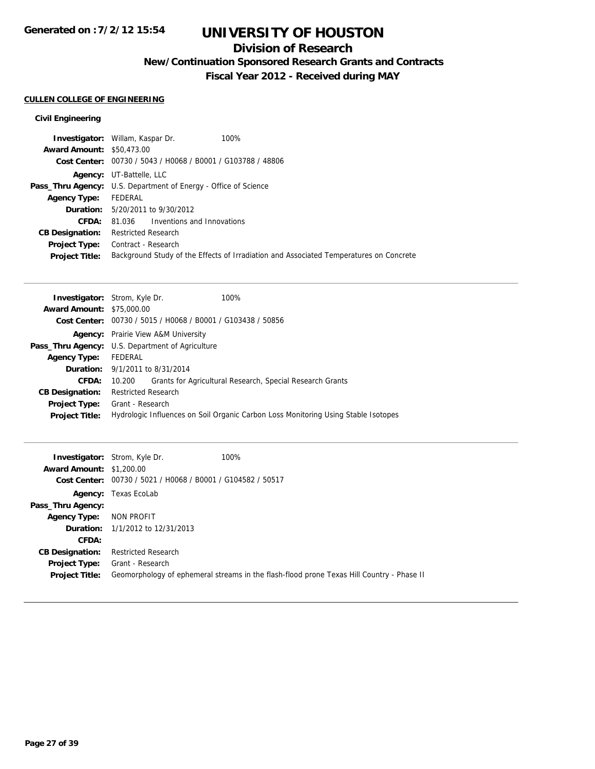# UNIVERSITY OF HOUSTON

## Division of Research

### New/Continuation Sponsored Research Grants and Contracts

### Fiscal Year 2012 - Received during MAY

Generated on :7/2/12 15:54

**CULLEN COLLEGE OF ENGINEERING**

**Civil Engineering**

**Investigator:** Willam, Kaspar Dr. 100%
**Award Amount:** $50,473.00
**Cost Center:** 00730 / 5043 / H0068 / B0001 / G103788 / 48806
**Agency:** UT-Battelle, LLC
**Pass_Thru Agency:** U.S. Department of Energy - Office of Science
**Agency Type:** FEDERAL
**Duration:** 5/20/2011 to 9/30/2012
**CFDA:** 81.036 Inventions and Innovations
**CB Designation:** Restricted Research
**Project Type:** Contract - Research
**Project Title:** Background Study of the Effects of Irradiation and Associated Temperatures on Concrete

---

**Investigator:** Strom, Kyle Dr. 100%
**Award Amount:** $75,000.00
**Cost Center:** 00730 / 5015 / H0068 / B0001 / G103438 / 50856
**Agency:** Prairie View A&M University
**Pass_Thru Agency:** U.S. Department of Agriculture
**Agency Type:** FEDERAL
**Duration:** 9/1/2011 to 8/31/2014
**CFDA:** 10.200 Grants for Agricultural Research, Special Research Grants
**CB Designation:** Restricted Research
**Project Type:** Grant - Research
**Project Title:** Hydrologic Influences on Soil Organic Carbon Loss Monitoring Using Stable Isotopes

---

**Investigator:** Strom, Kyle Dr. 100%
**Award Amount:** $1,200.00
**Cost Center:** 00730 / 5021 / H0068 / B0001 / G104582 / 50517
**Agency:** Texas EcoLab
**Pass_Thru Agency:**
**Agency Type:** NON PROFIT
**Duration:** 1/1/2012 to 12/31/2013
**CFDA:**
**CB Designation:** Restricted Research
**Project Type:** Grant - Research
**Project Title:** Geomorphology of ephemeral streams in the flash-flood prone Texas Hill Country - Phase II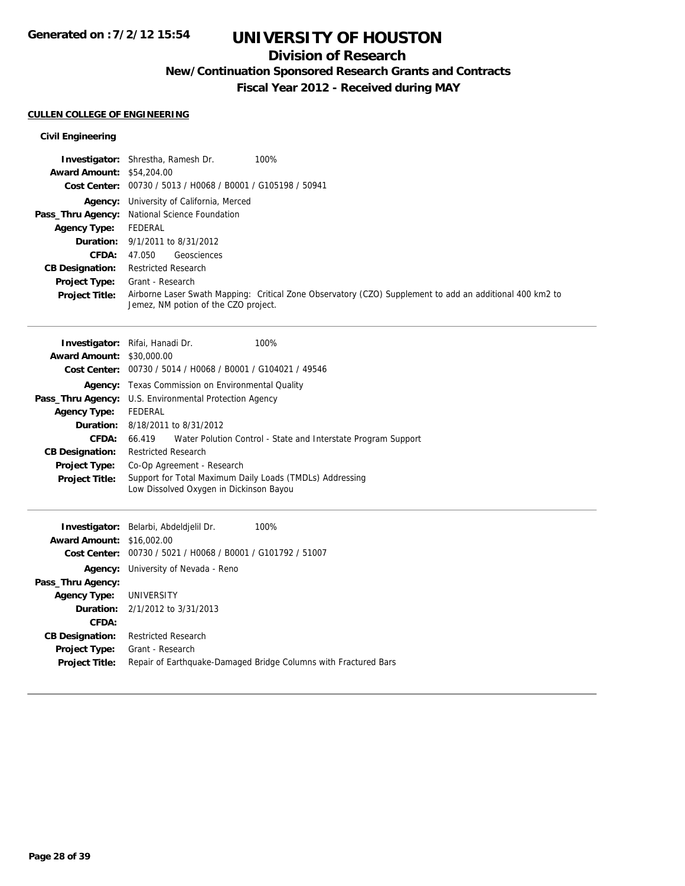# UNIVERSITY OF HOUSTON

## Division of Research

### New/Continuation Sponsored Research Grants and Contracts

### Fiscal Year 2012 - Received during MAY

**CULLEN COLLEGE OF ENGINEERING**

**Civil Engineering**

**Investigator:** Shrestha, Ramesh Dr. 100%
**Award Amount:** $54,204.00
**Cost Center:** 00730 / 5013 / H0068 / B0001 / G105198 / 50941
**Agency:** University of California, Merced
**Pass_Thru Agency:** National Science Foundation
**Agency Type:** FEDERAL
**Duration:** 9/1/2011 to 8/31/2012
**CFDA:** 47.050 Geosciences
**CB Designation:** Restricted Research
**Project Type:** Grant - Research
**Project Title:** Airborne Laser Swath Mapping: Critical Zone Observatory (CZO) Supplement to add an additional 400 km2 to Jemez, NM potion of the CZO project.

---

**Investigator:** Rifai, Hanadi Dr. 100%
**Award Amount:** $30,000.00
**Cost Center:** 00730 / 5014 / H0068 / B0001 / G104021 / 49546
**Agency:** Texas Commission on Environmental Quality
**Pass_Thru Agency:** U.S. Environmental Protection Agency
**Agency Type:** FEDERAL
**Duration:** 8/18/2011 to 8/31/2012
**CFDA:** 66.419 Water Polution Control - State and Interstate Program Support
**CB Designation:** Restricted Research
**Project Type:** Co-Op Agreement - Research
**Project Title:** Support for Total Maximum Daily Loads (TMDLs) Addressing Low Dissolved Oxygen in Dickinson Bayou

---

**Investigator:** Belarbi, Abdeldjelil Dr. 100%
**Award Amount:** $16,002.00
**Cost Center:** 00730 / 5021 / H0068 / B0001 / G101792 / 51007
**Agency:** University of Nevada - Reno
**Pass_Thru Agency:**
**Agency Type:** UNIVERSITY
**Duration:** 2/1/2012 to 3/31/2013
**CFDA:**
**CB Designation:** Restricted Research
**Project Type:** Grant - Research
**Project Title:** Repair of Earthquake-Damaged Bridge Columns with Fractured Bars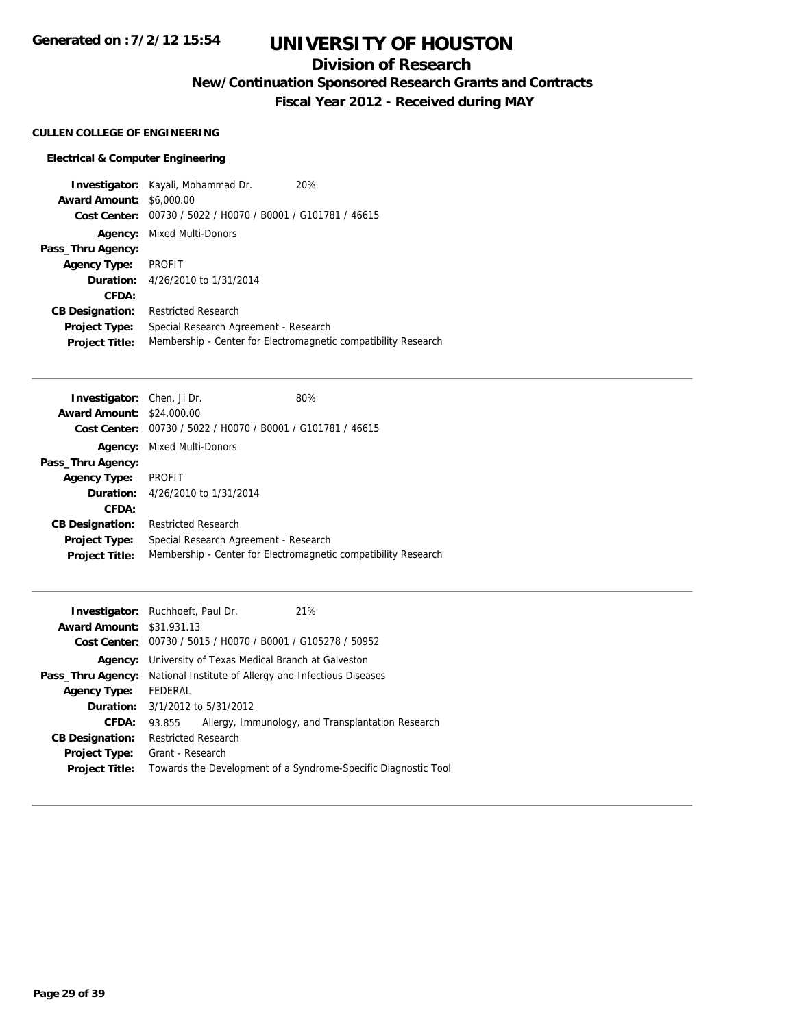# UNIVERSITY OF HOUSTON

## Division of Research

### New/Continuation Sponsored Research Grants and Contracts

### Fiscal Year 2012 - Received during MAY

Generated on :7/2/12 15:54

**CULLEN COLLEGE OF ENGINEERING**

**Electrical & Computer Engineering**

**Investigator:** Kayali, Mohammad Dr. 20%
**Award Amount:** $6,000.00
**Cost Center:** 00730 / 5022 / H0070 / B0001 / G101781 / 46615
**Agency:** Mixed Multi-Donors
**Pass_Thru Agency:**
**Agency Type:** PROFIT
**Duration:** 4/26/2010 to 1/31/2014
**CFDA:**
**CB Designation:** Restricted Research
**Project Type:** Special Research Agreement - Research
**Project Title:** Membership - Center for Electromagnetic compatibility Research

---

**Investigator:** Chen, Ji Dr. 80%
**Award Amount:** $24,000.00
**Cost Center:** 00730 / 5022 / H0070 / B0001 / G101781 / 46615
**Agency:** Mixed Multi-Donors
**Pass_Thru Agency:**
**Agency Type:** PROFIT
**Duration:** 4/26/2010 to 1/31/2014
**CFDA:**
**CB Designation:** Restricted Research
**Project Type:** Special Research Agreement - Research
**Project Title:** Membership - Center for Electromagnetic compatibility Research

---

**Investigator:** Ruchhoeft, Paul Dr. 21%
**Award Amount:** $31,931.13
**Cost Center:** 00730 / 5015 / H0070 / B0001 / G105278 / 50952
**Agency:** University of Texas Medical Branch at Galveston
**Pass_Thru Agency:** National Institute of Allergy and Infectious Diseases
**Agency Type:** FEDERAL
**Duration:** 3/1/2012 to 5/31/2012
**CFDA:** 93.855 Allergy, Immunology, and Transplantation Research
**CB Designation:** Restricted Research
**Project Type:** Grant - Research
**Project Title:** Towards the Development of a Syndrome-Specific Diagnostic Tool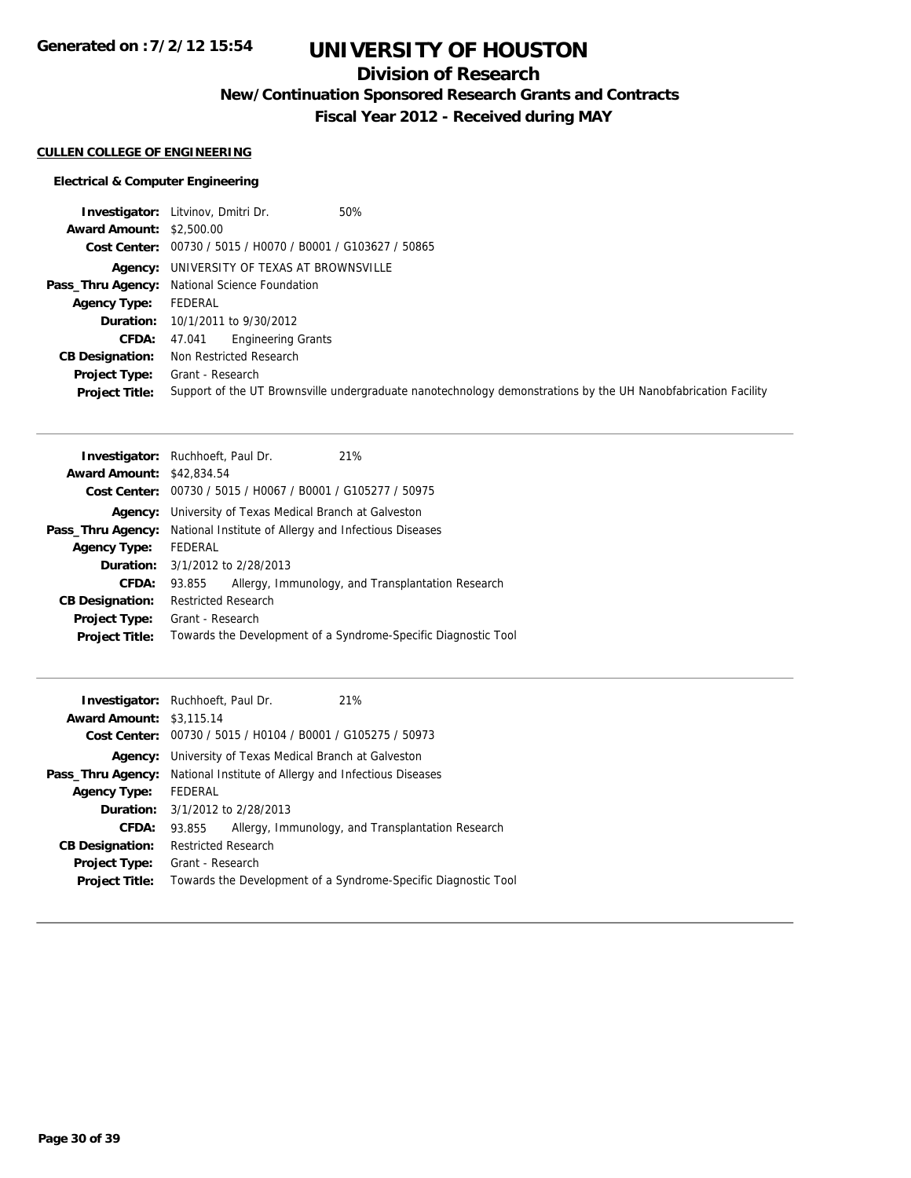# UNIVERSITY OF HOUSTON

## Division of Research

### New/Continuation Sponsored Research Grants and Contracts

### Fiscal Year 2012 - Received during MAY

Generated on :7/2/12 15:54

**CULLEN COLLEGE OF ENGINEERING**

**Electrical & Computer Engineering**

**Investigator:** Litvinov, Dmitri Dr. 50%
**Award Amount:** $2,500.00
**Cost Center:** 00730 / 5015 / H0070 / B0001 / G103627 / 50865
**Agency:** UNIVERSITY OF TEXAS AT BROWNSVILLE
**Pass_Thru Agency:** National Science Foundation
**Agency Type:** FEDERAL
**Duration:** 10/1/2011 to 9/30/2012
**CFDA:** 47.041 Engineering Grants
**CB Designation:** Non Restricted Research
**Project Type:** Grant - Research
**Project Title:** Support of the UT Brownsville undergraduate nanotechnology demonstrations by the UH Nanobfabrication Facility

---

**Investigator:** Ruchhoeft, Paul Dr. 21%
**Award Amount:** $42,834.54
**Cost Center:** 00730 / 5015 / H0067 / B0001 / G105277 / 50975
**Agency:** University of Texas Medical Branch at Galveston
**Pass_Thru Agency:** National Institute of Allergy and Infectious Diseases
**Agency Type:** FEDERAL
**Duration:** 3/1/2012 to 2/28/2013
**CFDA:** 93.855 Allergy, Immunology, and Transplantation Research
**CB Designation:** Restricted Research
**Project Type:** Grant - Research
**Project Title:** Towards the Development of a Syndrome-Specific Diagnostic Tool

---

**Investigator:** Ruchhoeft, Paul Dr. 21%
**Award Amount:** $3,115.14
**Cost Center:** 00730 / 5015 / H0104 / B0001 / G105275 / 50973
**Agency:** University of Texas Medical Branch at Galveston
**Pass_Thru Agency:** National Institute of Allergy and Infectious Diseases
**Agency Type:** FEDERAL
**Duration:** 3/1/2012 to 2/28/2013
**CFDA:** 93.855 Allergy, Immunology, and Transplantation Research
**CB Designation:** Restricted Research
**Project Type:** Grant - Research
**Project Title:** Towards the Development of a Syndrome-Specific Diagnostic Tool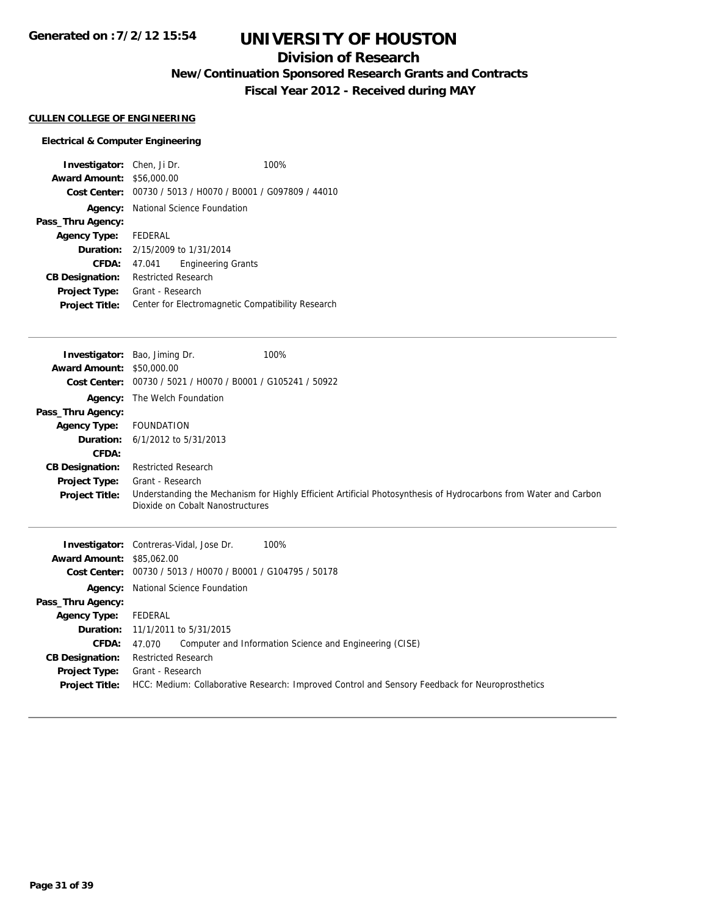# UNIVERSITY OF HOUSTON

## Division of Research

### New/Continuation Sponsored Research Grants and Contracts

### Fiscal Year 2012 - Received during MAY

**CULLEN COLLEGE OF ENGINEERING**

**Electrical & Computer Engineering**

| | | |
|---|---|---|
| **Investigator:** | Chen, Ji Dr. | 100% |
| **Award Amount:** | $56,000.00 | |
| **Cost Center:** | 00730 / 5013 / H0070 / B0001 / G097809 / 44010 | |
| **Agency:** | National Science Foundation | |
| **Pass_Thru Agency:** | | |
| **Agency Type:** | FEDERAL | |
| **Duration:** | 2/15/2009 to 1/31/2014 | |
| **CFDA:** | 47.041 Engineering Grants | |
| **CB Designation:** | Restricted Research | |
| **Project Type:** | Grant - Research | |
| **Project Title:** | Center for Electromagnetic Compatibility Research | |

---

| | | |
|---|---|---|
| **Investigator:** | Bao, Jiming Dr. | 100% |
| **Award Amount:** | $50,000.00 | |
| **Cost Center:** | 00730 / 5021 / H0070 / B0001 / G105241 / 50922 | |
| **Agency:** | The Welch Foundation | |
| **Pass_Thru Agency:** | | |
| **Agency Type:** | FOUNDATION | |
| **Duration:** | 6/1/2012 to 5/31/2013 | |
| **CFDA:** | | |
| **CB Designation:** | Restricted Research | |
| **Project Type:** | Grant - Research | |
| **Project Title:** | Understanding the Mechanism for Highly Efficient Artificial Photosynthesis of Hydrocarbons from Water and Carbon Dioxide on Cobalt Nanostructures | |

---

| | | |
|---|---|---|
| **Investigator:** | Contreras-Vidal, Jose Dr. | 100% |
| **Award Amount:** | $85,062.00 | |
| **Cost Center:** | 00730 / 5013 / H0070 / B0001 / G104795 / 50178 | |
| **Agency:** | National Science Foundation | |
| **Pass_Thru Agency:** | | |
| **Agency Type:** | FEDERAL | |
| **Duration:** | 11/1/2011 to 5/31/2015 | |
| **CFDA:** | 47.070 Computer and Information Science and Engineering (CISE) | |
| **CB Designation:** | Restricted Research | |
| **Project Type:** | Grant - Research | |
| **Project Title:** | HCC: Medium: Collaborative Research: Improved Control and Sensory Feedback for Neuroprosthetics | |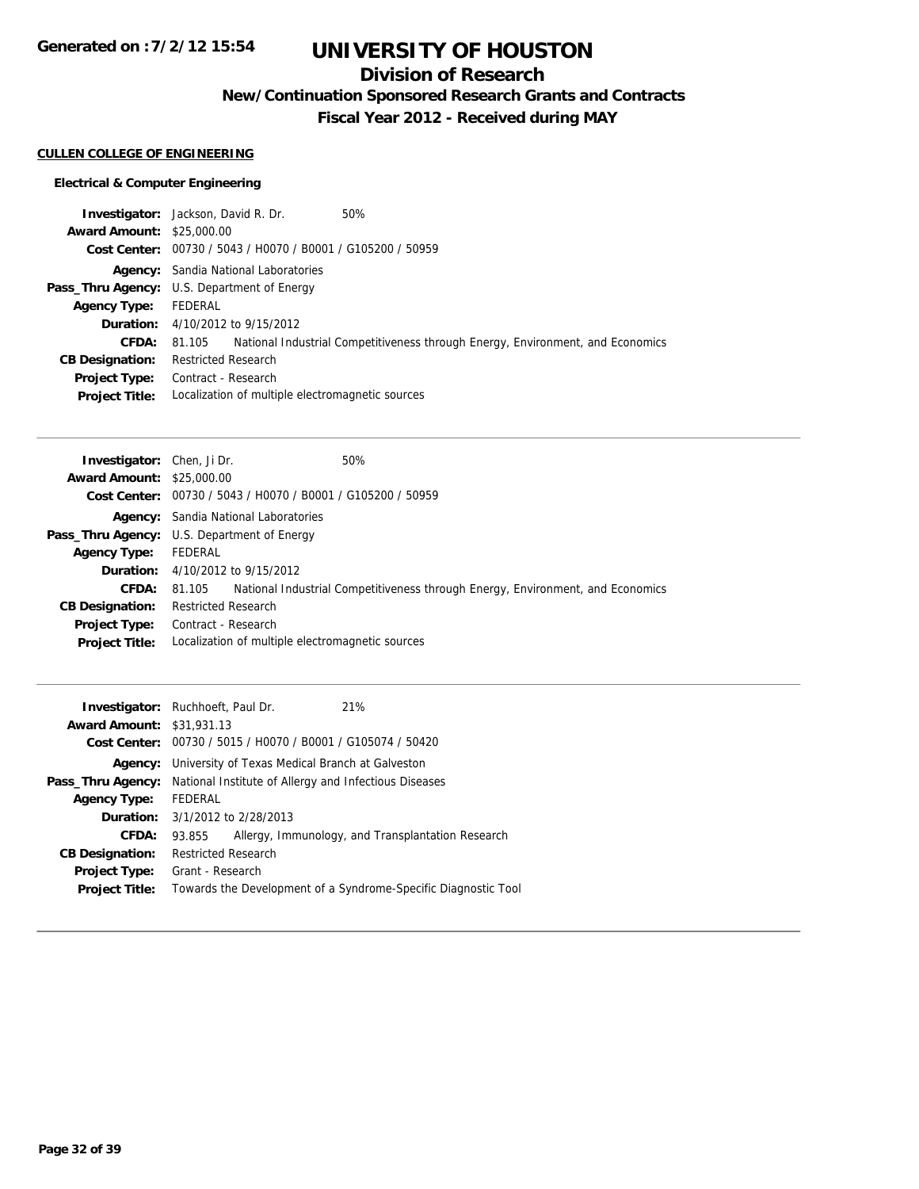# UNIVERSITY OF HOUSTON

## Division of Research

### New/Continuation Sponsored Research Grants and Contracts

### Fiscal Year 2012 - Received during MAY

Generated on :7/2/12 15:54

**CULLEN COLLEGE OF ENGINEERING**

**Electrical & Computer Engineering**

**Investigator:** Jackson, David R. Dr. 50%
**Award Amount:** $25,000.00
**Cost Center:** 00730 / 5043 / H0070 / B0001 / G105200 / 50959
**Agency:** Sandia National Laboratories
**Pass_Thru Agency:** U.S. Department of Energy
**Agency Type:** FEDERAL
**Duration:** 4/10/2012 to 9/15/2012
**CFDA:** 81.105 National Industrial Competitiveness through Energy, Environment, and Economics
**CB Designation:** Restricted Research
**Project Type:** Contract - Research
**Project Title:** Localization of multiple electromagnetic sources

---

**Investigator:** Chen, Ji Dr. 50%
**Award Amount:** $25,000.00
**Cost Center:** 00730 / 5043 / H0070 / B0001 / G105200 / 50959
**Agency:** Sandia National Laboratories
**Pass_Thru Agency:** U.S. Department of Energy
**Agency Type:** FEDERAL
**Duration:** 4/10/2012 to 9/15/2012
**CFDA:** 81.105 National Industrial Competitiveness through Energy, Environment, and Economics
**CB Designation:** Restricted Research
**Project Type:** Contract - Research
**Project Title:** Localization of multiple electromagnetic sources

---

**Investigator:** Ruchhoeft, Paul Dr. 21%
**Award Amount:** $31,931.13
**Cost Center:** 00730 / 5015 / H0070 / B0001 / G105074 / 50420
**Agency:** University of Texas Medical Branch at Galveston
**Pass_Thru Agency:** National Institute of Allergy and Infectious Diseases
**Agency Type:** FEDERAL
**Duration:** 3/1/2012 to 2/28/2013
**CFDA:** 93.855 Allergy, Immunology, and Transplantation Research
**CB Designation:** Restricted Research
**Project Type:** Grant - Research
**Project Title:** Towards the Development of a Syndrome-Specific Diagnostic Tool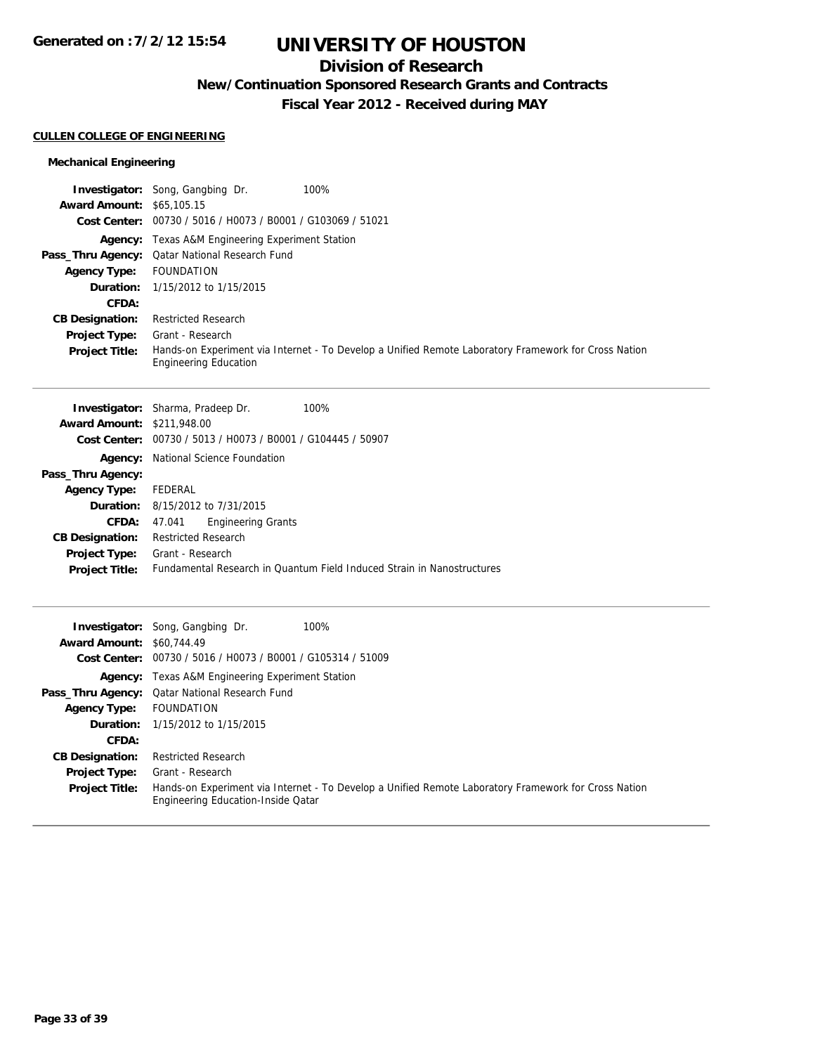# UNIVERSITY OF HOUSTON

## Division of Research

### New/Continuation Sponsored Research Grants and Contracts

### Fiscal Year 2012 - Received during MAY

Generated on :7/2/12 15:54

**CULLEN COLLEGE OF ENGINEERING**

#### Mechanical Engineering

**Investigator:** Song, Gangbing Dr. 100%
**Award Amount:** $65,105.15
**Cost Center:** 00730 / 5016 / H0073 / B0001 / G103069 / 51021
**Agency:** Texas A&M Engineering Experiment Station
**Pass_Thru Agency:** Qatar National Research Fund
**Agency Type:** FOUNDATION
**Duration:** 1/15/2012 to 1/15/2015
**CFDA:**
**CB Designation:** Restricted Research
**Project Type:** Grant - Research
**Project Title:** Hands-on Experiment via Internet - To Develop a Unified Remote Laboratory Framework for Cross Nation Engineering Education

---

**Investigator:** Sharma, Pradeep Dr. 100%
**Award Amount:** $211,948.00
**Cost Center:** 00730 / 5013 / H0073 / B0001 / G104445 / 50907
**Agency:** National Science Foundation
**Pass_Thru Agency:**
**Agency Type:** FEDERAL
**Duration:** 8/15/2012 to 7/31/2015
**CFDA:** 47.041 Engineering Grants
**CB Designation:** Restricted Research
**Project Type:** Grant - Research
**Project Title:** Fundamental Research in Quantum Field Induced Strain in Nanostructures

---

**Investigator:** Song, Gangbing Dr. 100%
**Award Amount:** $60,744.49
**Cost Center:** 00730 / 5016 / H0073 / B0001 / G105314 / 51009
**Agency:** Texas A&M Engineering Experiment Station
**Pass_Thru Agency:** Qatar National Research Fund
**Agency Type:** FOUNDATION
**Duration:** 1/15/2012 to 1/15/2015
**CFDA:**
**CB Designation:** Restricted Research
**Project Type:** Grant - Research
**Project Title:** Hands-on Experiment via Internet - To Develop a Unified Remote Laboratory Framework for Cross Nation Engineering Education-Inside Qatar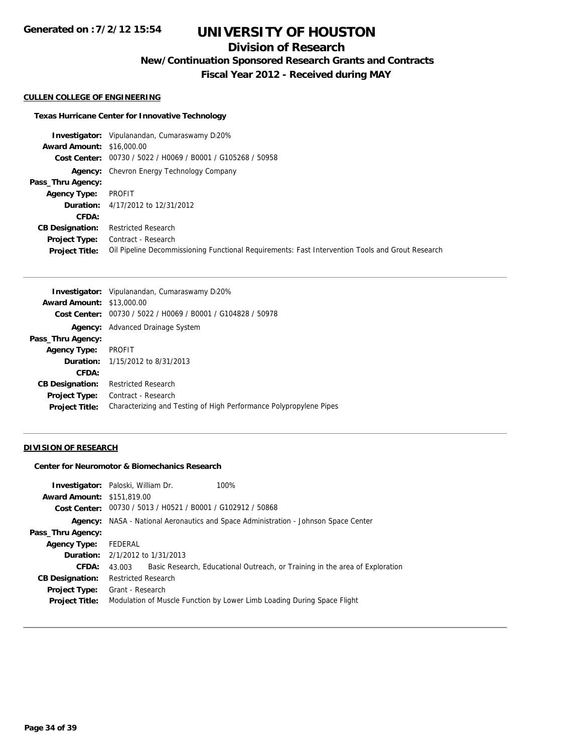# UNIVERSITY OF HOUSTON

## Division of Research

### New/Continuation Sponsored Research Grants and Contracts

### Fiscal Year 2012 - Received during MAY

**CULLEN COLLEGE OF ENGINEERING**

**Texas Hurricane Center for Innovative Technology**

**Investigator:** Vipulanandan, Cumaraswamy D20%
**Award Amount:** $16,000.00
**Cost Center:** 00730 / 5022 / H0069 / B0001 / G105268 / 50958
**Agency:** Chevron Energy Technology Company
**Pass_Thru Agency:**
**Agency Type:** PROFIT
**Duration:** 4/17/2012 to 12/31/2012
**CFDA:**
**CB Designation:** Restricted Research
**Project Type:** Contract - Research
**Project Title:** Oil Pipeline Decommissioning Functional Requirements: Fast Intervention Tools and Grout Research

---

**Investigator:** Vipulanandan, Cumaraswamy D20%
**Award Amount:** $13,000.00
**Cost Center:** 00730 / 5022 / H0069 / B0001 / G104828 / 50978
**Agency:** Advanced Drainage System
**Pass_Thru Agency:**
**Agency Type:** PROFIT
**Duration:** 1/15/2012 to 8/31/2013
**CFDA:**
**CB Designation:** Restricted Research
**Project Type:** Contract - Research
**Project Title:** Characterizing and Testing of High Performance Polypropylene Pipes

---

**DIVISION OF RESEARCH**

**Center for Neuromotor & Biomechanics Research**

**Investigator:** Paloski, William Dr. 100%
**Award Amount:** $151,819.00
**Cost Center:** 00730 / 5013 / H0521 / B0001 / G102912 / 50868
**Agency:** NASA - National Aeronautics and Space Administration - Johnson Space Center
**Pass_Thru Agency:**
**Agency Type:** FEDERAL
**Duration:** 2/1/2012 to 1/31/2013
**CFDA:** 43.003 Basic Research, Educational Outreach, or Training in the area of Exploration
**CB Designation:** Restricted Research
**Project Type:** Grant - Research
**Project Title:** Modulation of Muscle Function by Lower Limb Loading During Space Flight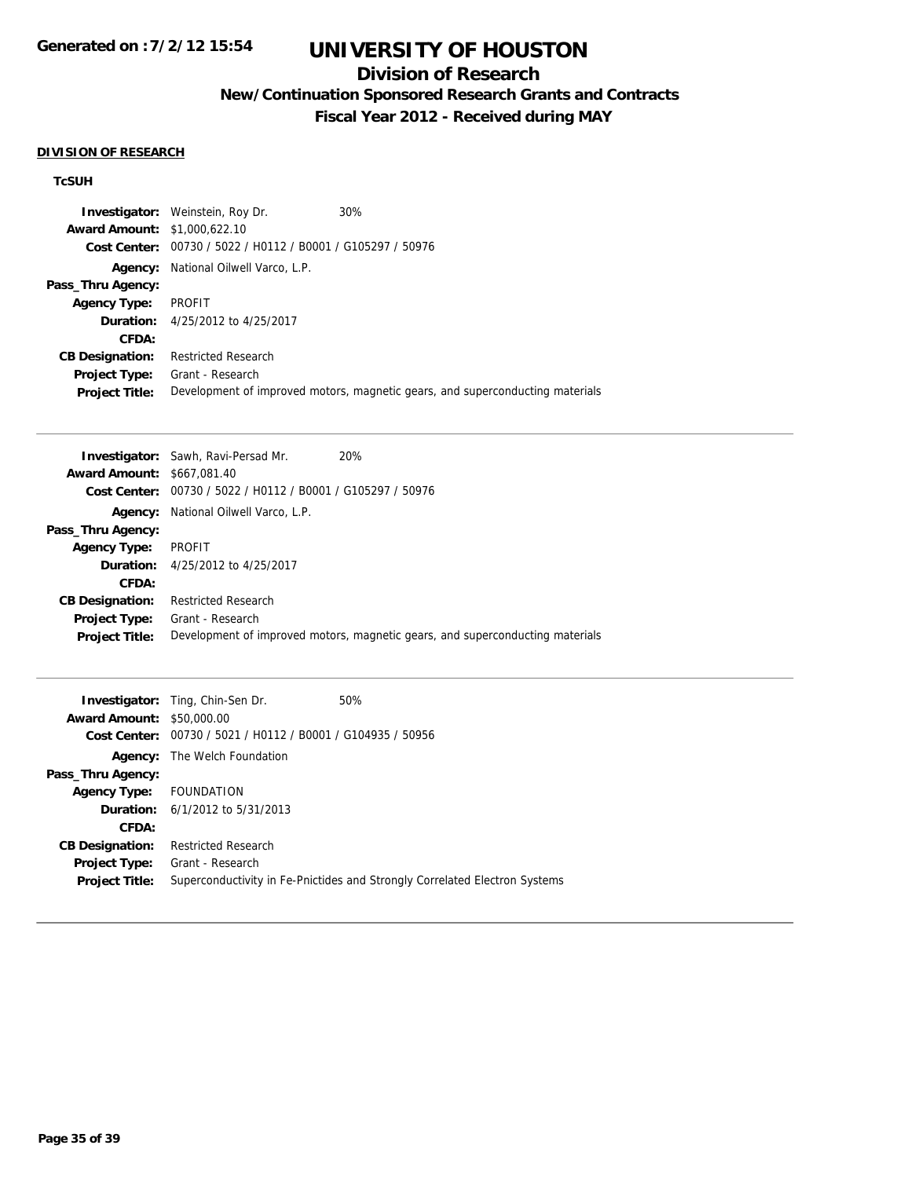# UNIVERSITY OF HOUSTON

## Division of Research

### New/Continuation Sponsored Research Grants and Contracts

### Fiscal Year 2012 - Received during MAY

**DIVISION OF RESEARCH**

**TcSUH**

**Investigator:** Weinstein, Roy Dr. 30%
**Award Amount:** $1,000,622.10
**Cost Center:** 00730 / 5022 / H0112 / B0001 / G105297 / 50976
**Agency:** National Oilwell Varco, L.P.
**Pass_Thru Agency:**
**Agency Type:** PROFIT
**Duration:** 4/25/2012 to 4/25/2017
**CFDA:**
**CB Designation:** Restricted Research
**Project Type:** Grant - Research
**Project Title:** Development of improved motors, magnetic gears, and superconducting materials

---

**Investigator:** Sawh, Ravi-Persad Mr. 20%
**Award Amount:** $667,081.40
**Cost Center:** 00730 / 5022 / H0112 / B0001 / G105297 / 50976
**Agency:** National Oilwell Varco, L.P.
**Pass_Thru Agency:**
**Agency Type:** PROFIT
**Duration:** 4/25/2012 to 4/25/2017
**CFDA:**
**CB Designation:** Restricted Research
**Project Type:** Grant - Research
**Project Title:** Development of improved motors, magnetic gears, and superconducting materials

---

**Investigator:** Ting, Chin-Sen Dr. 50%
**Award Amount:** $50,000.00
**Cost Center:** 00730 / 5021 / H0112 / B0001 / G104935 / 50956
**Agency:** The Welch Foundation
**Pass_Thru Agency:**
**Agency Type:** FOUNDATION
**Duration:** 6/1/2012 to 5/31/2013
**CFDA:**
**CB Designation:** Restricted Research
**Project Type:** Grant - Research
**Project Title:** Superconductivity in Fe-Pnictides and Strongly Correlated Electron Systems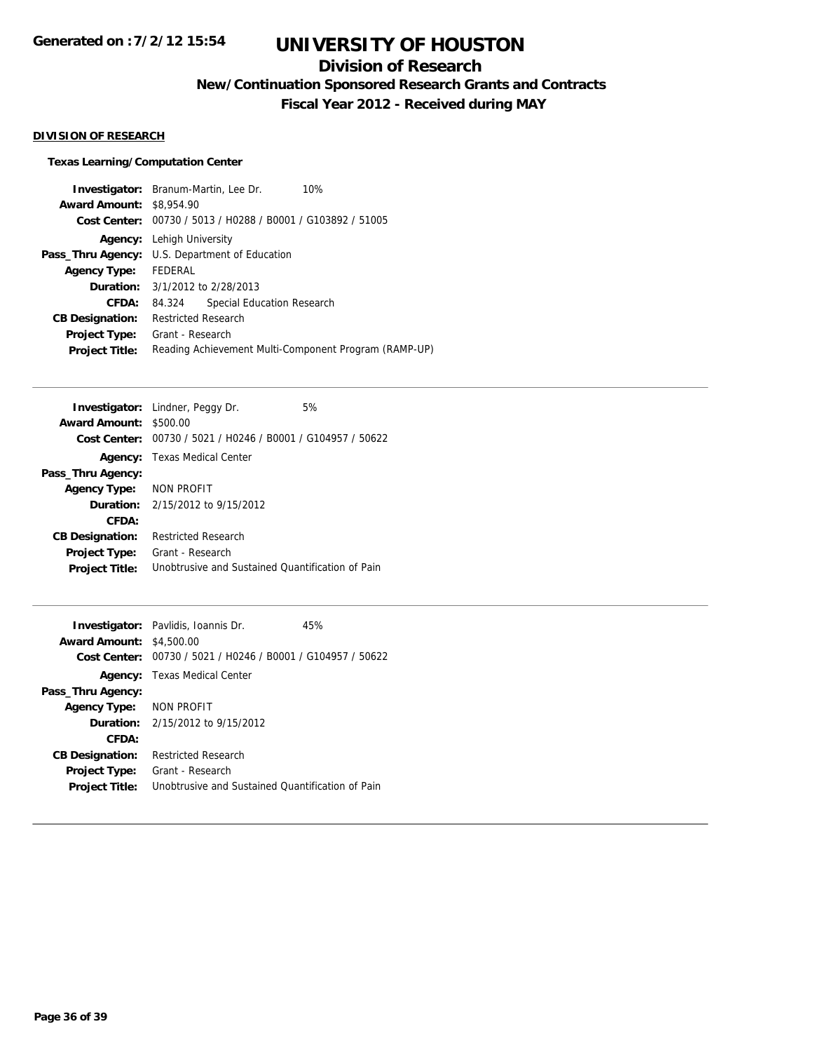# UNIVERSITY OF HOUSTON

## Division of Research

### New/Continuation Sponsored Research Grants and Contracts

### Fiscal Year 2012 - Received during MAY

Generated on : 7/2/12 15:54

**DIVISION OF RESEARCH**

**Texas Learning/Computation Center**

**Investigator:** Branum-Martin, Lee Dr. 10%
**Award Amount:** $8,954.90
**Cost Center:** 00730 / 5013 / H0288 / B0001 / G103892 / 51005
**Agency:** Lehigh University
**Pass_Thru Agency:** U.S. Department of Education
**Agency Type:** FEDERAL
**Duration:** 3/1/2012 to 2/28/2013
**CFDA:** 84.324 Special Education Research
**CB Designation:** Restricted Research
**Project Type:** Grant - Research
**Project Title:** Reading Achievement Multi-Component Program (RAMP-UP)

---

**Investigator:** Lindner, Peggy Dr. 5%
**Award Amount:** $500.00
**Cost Center:** 00730 / 5021 / H0246 / B0001 / G104957 / 50622
**Agency:** Texas Medical Center
**Pass_Thru Agency:**
**Agency Type:** NON PROFIT
**Duration:** 2/15/2012 to 9/15/2012
**CFDA:**
**CB Designation:** Restricted Research
**Project Type:** Grant - Research
**Project Title:** Unobtrusive and Sustained Quantification of Pain

---

**Investigator:** Pavlidis, Ioannis Dr. 45%
**Award Amount:** $4,500.00
**Cost Center:** 00730 / 5021 / H0246 / B0001 / G104957 / 50622
**Agency:** Texas Medical Center
**Pass_Thru Agency:**
**Agency Type:** NON PROFIT
**Duration:** 2/15/2012 to 9/15/2012
**CFDA:**
**CB Designation:** Restricted Research
**Project Type:** Grant - Research
**Project Title:** Unobtrusive and Sustained Quantification of Pain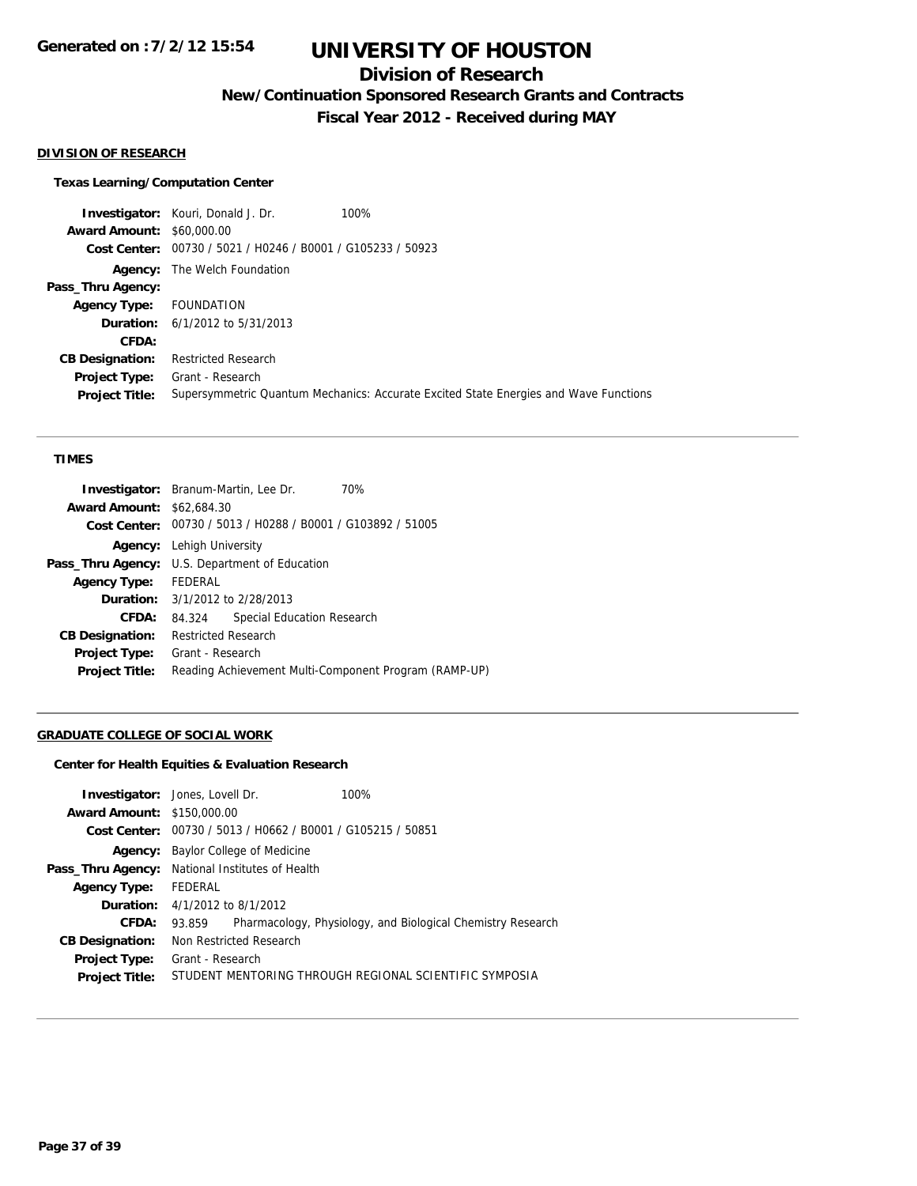# UNIVERSITY OF HOUSTON

## Division of Research

### New/Continuation Sponsored Research Grants and Contracts

### Fiscal Year 2012 - Received during MAY

Generated on :7/2/12 15:54

**DIVISION OF RESEARCH**

**Texas Learning/Computation Center**

| | | |
|---|---|---|
| **Investigator:** | Kouri, Donald J. Dr. | 100% |
| **Award Amount:** | $60,000.00 | |
| **Cost Center:** | 00730 / 5021 / H0246 / B0001 / G105233 / 50923 | |
| **Agency:** | The Welch Foundation | |
| **Pass_Thru Agency:** | | |
| **Agency Type:** | FOUNDATION | |
| **Duration:** | 6/1/2012 to 5/31/2013 | |
| **CFDA:** | | |
| **CB Designation:** | Restricted Research | |
| **Project Type:** | Grant - Research | |
| **Project Title:** | Supersymmetric Quantum Mechanics: Accurate Excited State Energies and Wave Functions | |

**TIMES**

| | | |
|---|---|---|
| **Investigator:** | Branum-Martin, Lee Dr. | 70% |
| **Award Amount:** | $62,684.30 | |
| **Cost Center:** | 00730 / 5013 / H0288 / B0001 / G103892 / 51005 | |
| **Agency:** | Lehigh University | |
| **Pass_Thru Agency:** | U.S. Department of Education | |
| **Agency Type:** | FEDERAL | |
| **Duration:** | 3/1/2012 to 2/28/2013 | |
| **CFDA:** | 84.324 Special Education Research | |
| **CB Designation:** | Restricted Research | |
| **Project Type:** | Grant - Research | |
| **Project Title:** | Reading Achievement Multi-Component Program (RAMP-UP) | |

**GRADUATE COLLEGE OF SOCIAL WORK**

**Center for Health Equities & Evaluation Research**

| | | |
|---|---|---|
| **Investigator:** | Jones, Lovell Dr. | 100% |
| **Award Amount:** | $150,000.00 | |
| **Cost Center:** | 00730 / 5013 / H0662 / B0001 / G105215 / 50851 | |
| **Agency:** | Baylor College of Medicine | |
| **Pass_Thru Agency:** | National Institutes of Health | |
| **Agency Type:** | FEDERAL | |
| **Duration:** | 4/1/2012 to 8/1/2012 | |
| **CFDA:** | 93.859 Pharmacology, Physiology, and Biological Chemistry Research | |
| **CB Designation:** | Non Restricted Research | |
| **Project Type:** | Grant - Research | |
| **Project Title:** | STUDENT MENTORING THROUGH REGIONAL SCIENTIFIC SYMPOSIA | |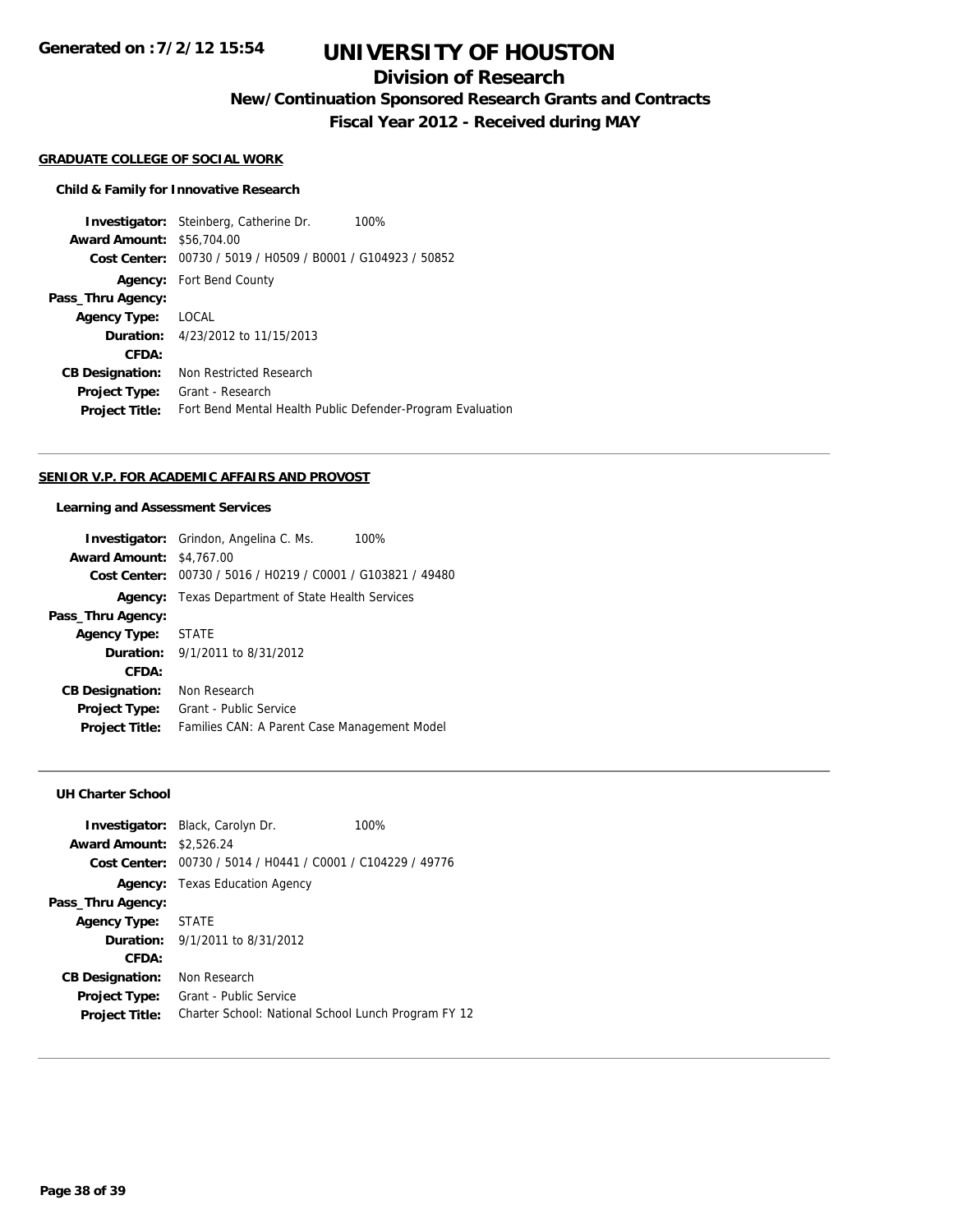# UNIVERSITY OF HOUSTON

## Division of Research

### New/Continuation Sponsored Research Grants and Contracts

### Fiscal Year 2012 - Received during MAY

Generated on :7/2/12 15:54

**GRADUATE COLLEGE OF SOCIAL WORK**

**Child & Family for Innovative Research**

**Investigator:** Steinberg, Catherine Dr. 100%
**Award Amount:** $56,704.00
**Cost Center:** 00730 / 5019 / H0509 / B0001 / G104923 / 50852
**Agency:** Fort Bend County
**Pass_Thru Agency:**
**Agency Type:** LOCAL
**Duration:** 4/23/2012 to 11/15/2013
**CFDA:**
**CB Designation:** Non Restricted Research
**Project Type:** Grant - Research
**Project Title:** Fort Bend Mental Health Public Defender-Program Evaluation

---

**SENIOR V.P. FOR ACADEMIC AFFAIRS AND PROVOST**

**Learning and Assessment Services**

**Investigator:** Grindon, Angelina C. Ms. 100%
**Award Amount:** $4,767.00
**Cost Center:** 00730 / 5016 / H0219 / C0001 / G103821 / 49480
**Agency:** Texas Department of State Health Services
**Pass_Thru Agency:**
**Agency Type:** STATE
**Duration:** 9/1/2011 to 8/31/2012
**CFDA:**
**CB Designation:** Non Research
**Project Type:** Grant - Public Service
**Project Title:** Families CAN: A Parent Case Management Model

---

**UH Charter School**

**Investigator:** Black, Carolyn Dr. 100%
**Award Amount:** $2,526.24
**Cost Center:** 00730 / 5014 / H0441 / C0001 / C104229 / 49776
**Agency:** Texas Education Agency
**Pass_Thru Agency:**
**Agency Type:** STATE
**Duration:** 9/1/2011 to 8/31/2012
**CFDA:**
**CB Designation:** Non Research
**Project Type:** Grant - Public Service
**Project Title:** Charter School: National School Lunch Program FY 12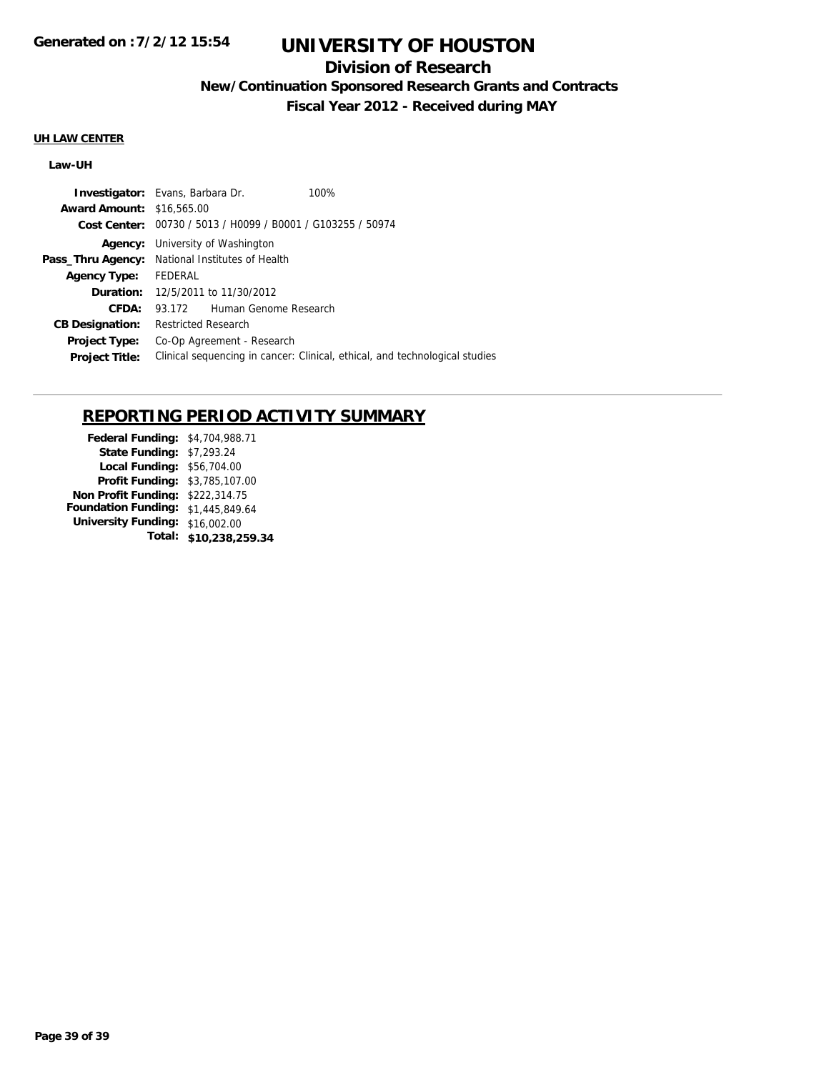**UH LAW CENTER**

**Law-UH**

| | |
|---|---|
| **Investigator:** | Evans, Barbara Dr. 100% |
| **Award Amount:** | $16,565.00 |
| **Cost Center:** | 00730 / 5013 / H0099 / B0001 / G103255 / 50974 |
| **Agency:** | University of Washington |
| **Pass_Thru Agency:** | National Institutes of Health |
| **Agency Type:** | FEDERAL |
| **Duration:** | 12/5/2011 to 11/30/2012 |
| **CFDA:** | 93.172 Human Genome Research |
| **CB Designation:** | Restricted Research |
| **Project Type:** | Co-Op Agreement - Research |
| **Project Title:** | Clinical sequencing in cancer: Clinical, ethical, and technological studies |

## REPORTING PERIOD ACTIVITY SUMMARY

| | |
|---|---|
| **Federal Funding:** | $4,704,988.71 |
| **State Funding:** | $7,293.24 |
| **Local Funding:** | $56,704.00 |
| **Profit Funding:** | $3,785,107.00 |
| **Non Profit Funding:** | $222,314.75 |
| **Foundation Funding:** | $1,445,849.64 |
| **University Funding:** | $16,002.00 |
| **Total:** | **$10,238,259.34** |